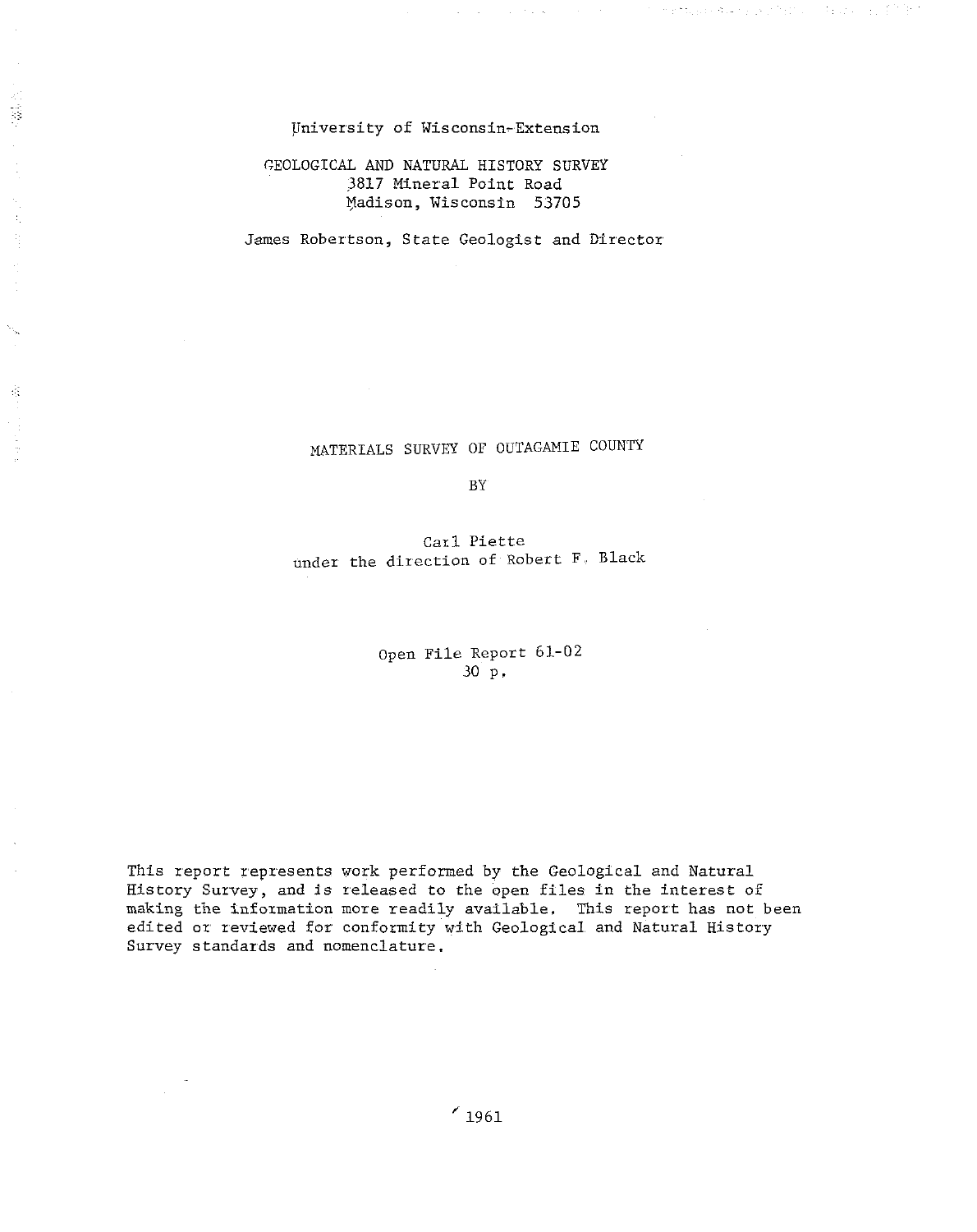University of Wisconsin-Extension

GEOLOGICAL AND NATURAL HISTORY SURVEY
3817 Mineral Point Road
Madison, Wisconsin 53705

James Robertson, State Geologist and Director

# MATERIALS SURVEY OF OUTAGAMIE COUNTY

BY

Carl Piette
under the direction of Robert F. Black

Open File Report 61-02
30 p.

This report represents work performed by the Geological and Natural History Survey, and is released to the open files in the interest of making the information more readily available. This report has not been edited or reviewed for conformity with Geological and Natural History Survey standards and nomenclature.

1961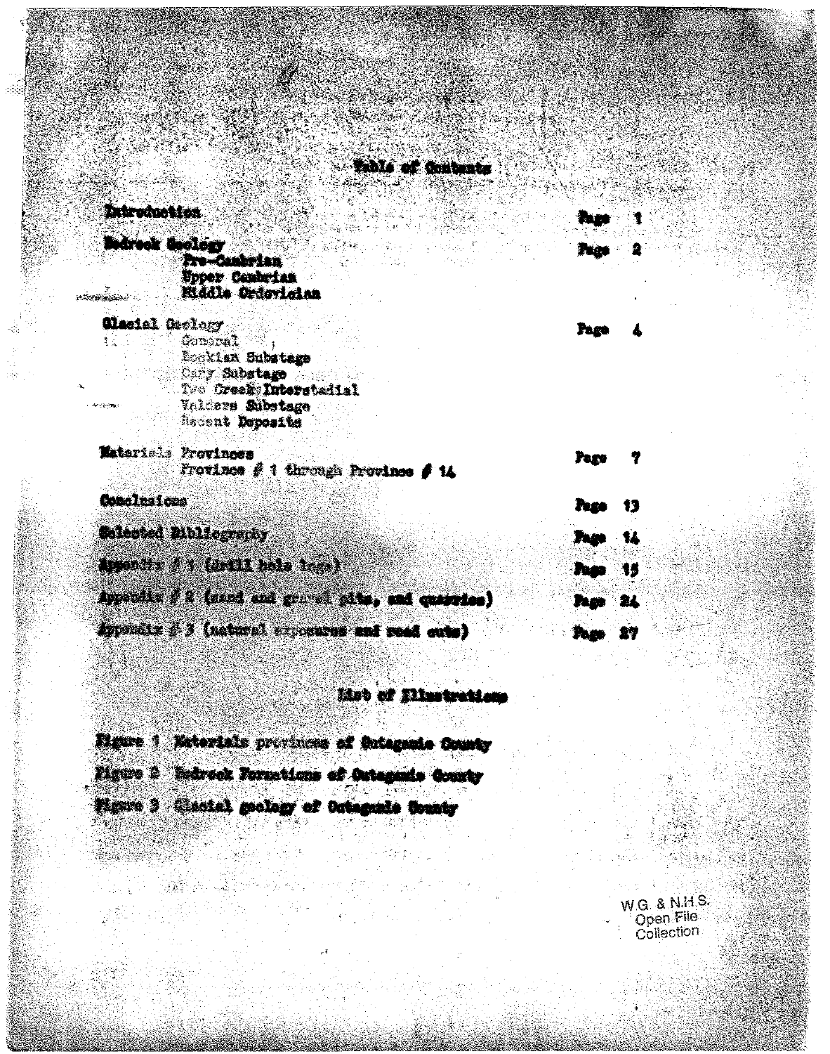# Table of Contents

| | |
|---|---|
| Introduction | Page 1 |
| Bedrock Geology<br>Pre-Cambrian<br>Upper Cambrian<br>Middle Ordovician | Page 2 |
| Glacial Geology<br>General<br>Bowkian Substage<br>Cary Substage<br>Two Creeks Interstadial<br>Valders Substage<br>Recent Deposits | Page 4 |
| Materials Provinces<br>Province # 1 through Province # 14 | Page 7 |
| Conclusions | Page 13 |
| Selected Bibliography | Page 14 |
| Appendix # 1 (drill hole logs) | Page 15 |
| Appendix # 2 (sand and gravel pits, and quarries) | Page 24 |
| Appendix # 3 (natural exposures and road cuts) | Page 27 |

## List of Illustrations

Figure 1 Materials provinces of Outagamie County

Figure 2 Bedrock Formations of Outagamie County

Figure 3 Glacial geology of Outagamie County

W.G. & N.H.S.
Open File
Collection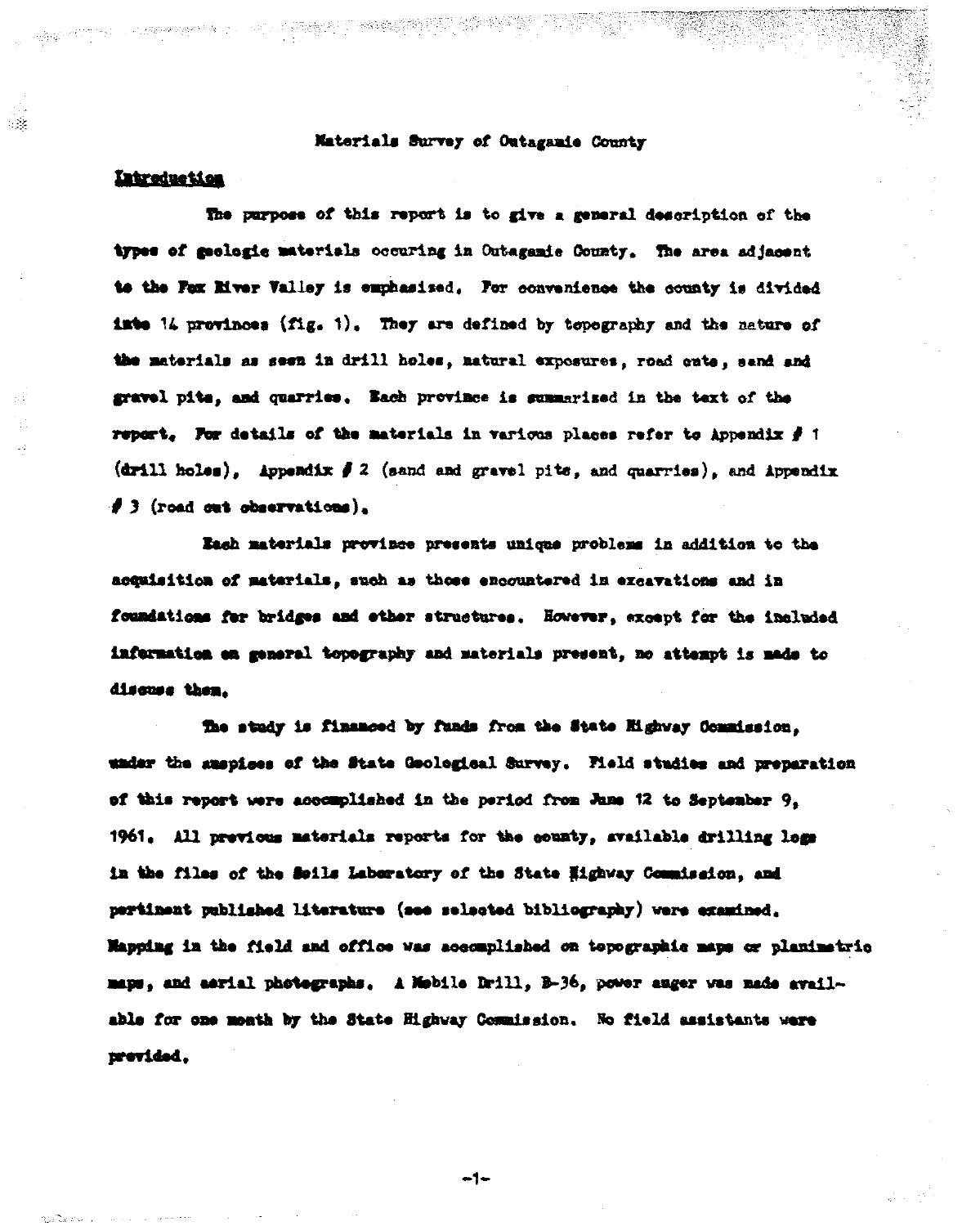# Materials Survey of Outagamie County

## Introduction

The purpose of this report is to give a general description of the types of geologic materials occuring in Outagamie County. The area adjacent to the Fox River Valley is emphasized. For convenience the county is divided into 14 provinces (fig. 1). They are defined by topography and the nature of the materials as seen in drill holes, natural exposures, road cuts, sand and gravel pits, and quarries. Each province is summarized in the text of the report. For details of the materials in various places refer to Appendix # 1 (drill holes), Appendix # 2 (sand and gravel pits, and quarries), and Appendix # 3 (road cut observations).

Each materials province presents unique problems in addition to the acquisition of materials, such as those encountered in excavations and in foundations for bridges and other structures. However, except for the included information on general topography and materials present, no attempt is made to discuss them.

The study is financed by funds from the State Highway Commission, under the auspices of the State Geological Survey. Field studies and preparation of this report were accomplished in the period from June 12 to September 9, 1961. All previous materials reports for the county, available drilling logs in the files of the Soils Laboratory of the State Highway Commission, and pertinent published literature (see selected bibliography) were examined. Mapping in the field and office was accomplished on topographic maps or planimetric maps, and aerial photographs. A Mobile Drill, B-36, power auger was made available for one month by the State Highway Commission. No field assistants were provided.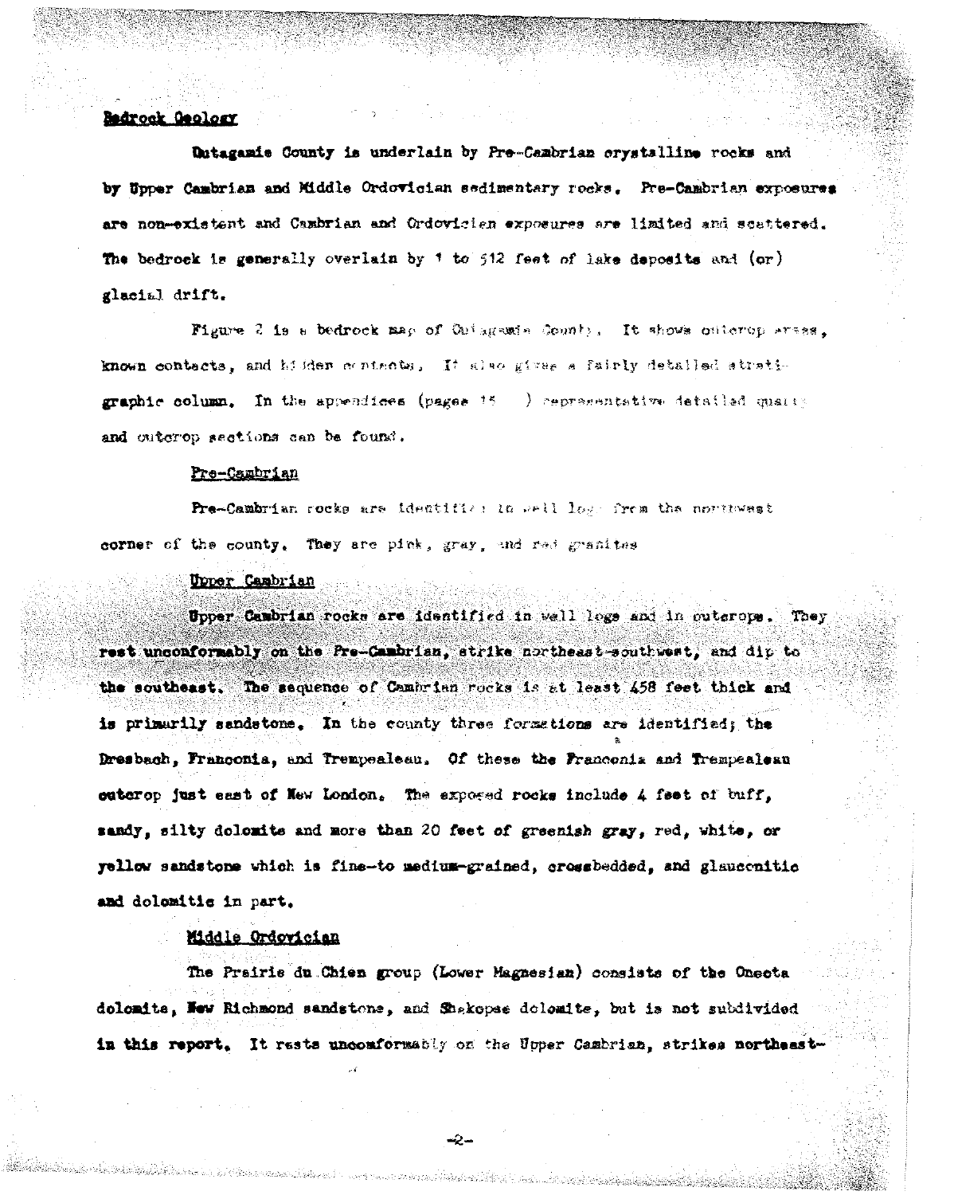## Bedrock Geology

Outagamie County is underlain by Pre-Cambrian crystalline rocks and by Upper Cambrian and Middle Ordovician sedimentary rocks. Pre-Cambrian exposures are non-existent and Cambrian and Ordovician exposures are limited and scattered. The bedrock is generally overlain by 1 to 512 feet of lake deposits and (or) glacial drift.

Figure 2 is a bedrock map of Outagamie County. It shows outcrop areas, known contacts, and hidden contacts. It also gives a fairly detailed stratigraphic column. In the appendices (pages 15 ) representative detailed quarry and outcrop sections can be found.

### Pre-Cambrian

Pre-Cambrian rocks are identified in well logs from the northwest corner of the county. They are pink, gray, and red granites

### Upper Cambrian

Upper Cambrian rocks are identified in well logs and in outcrops. They rest unconformably on the Pre-Cambrian, strike northeast-southwest, and dip to the southeast. The sequence of Cambrian rocks is at least 458 feet thick and is primarily sandstone. In the county three formations are identified; the Dresbach, Franconia, and Trempealeau. Of these the Franconia and Trempealeau outcrop just east of New London. The exposed rocks include 4 feet of buff, sandy, silty dolomite and more than 20 feet of greenish gray, red, white, or yellow sandstone which is fine-to medium-grained, crossbedded, and glauconitic and dolomitic in part.

### Middle Ordovician

The Prairie du Chien group (Lower Magnesian) consists of the Oneota dolomite, New Richmond sandstone, and Shakopee dolomite, but is not subdivided in this report. It rests unconformably on the Upper Cambrian, strikes northeast-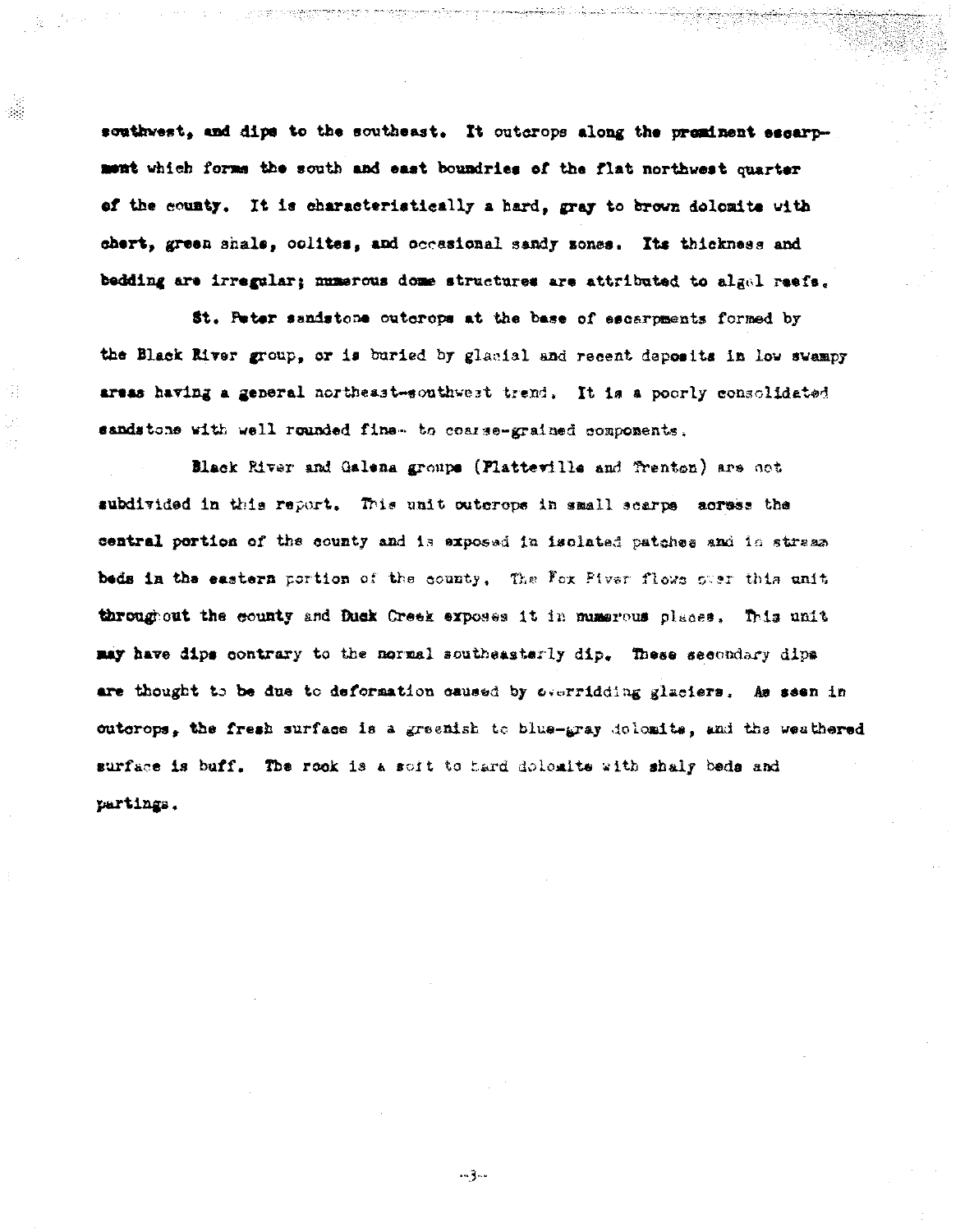southwest, and dips to the southeast. It outcrops along the prominent escarpment which forms the south and east boundries of the flat northwest quarter of the county. It is characteristically a hard, gray to brown dolomite with chert, green shale, oolites, and occasional sandy zones. Its thickness and bedding are irregular; numerous dome structures are attributed to algal reefs.

St. Peter sandstone outcrops at the base of escarpments formed by the Black River group, or is buried by glacial and recent deposits in low swampy areas having a general northeast-southwest trend. It is a poorly consolidated sandstone with well rounded fine- to coarse-grained components.

Black River and Galena groups (Platteville and Trenton) are not subdivided in this report. This unit outcrops in small scarps across the central portion of the county and is exposed in isolated patches and in stream beds in the eastern portion of the county. The Fox River flows over this unit throughout the county and Duck Creek exposes it in numerous places. This unit may have dips contrary to the normal southeasterly dip. These secondary dips are thought to be due to deformation caused by overridding glaciers. As seen in outcrops, the fresh surface is a greenish to blue-gray dolomite, and the weathered surface is buff. The rock is a soft to hard dolomite with shaly beds and partings.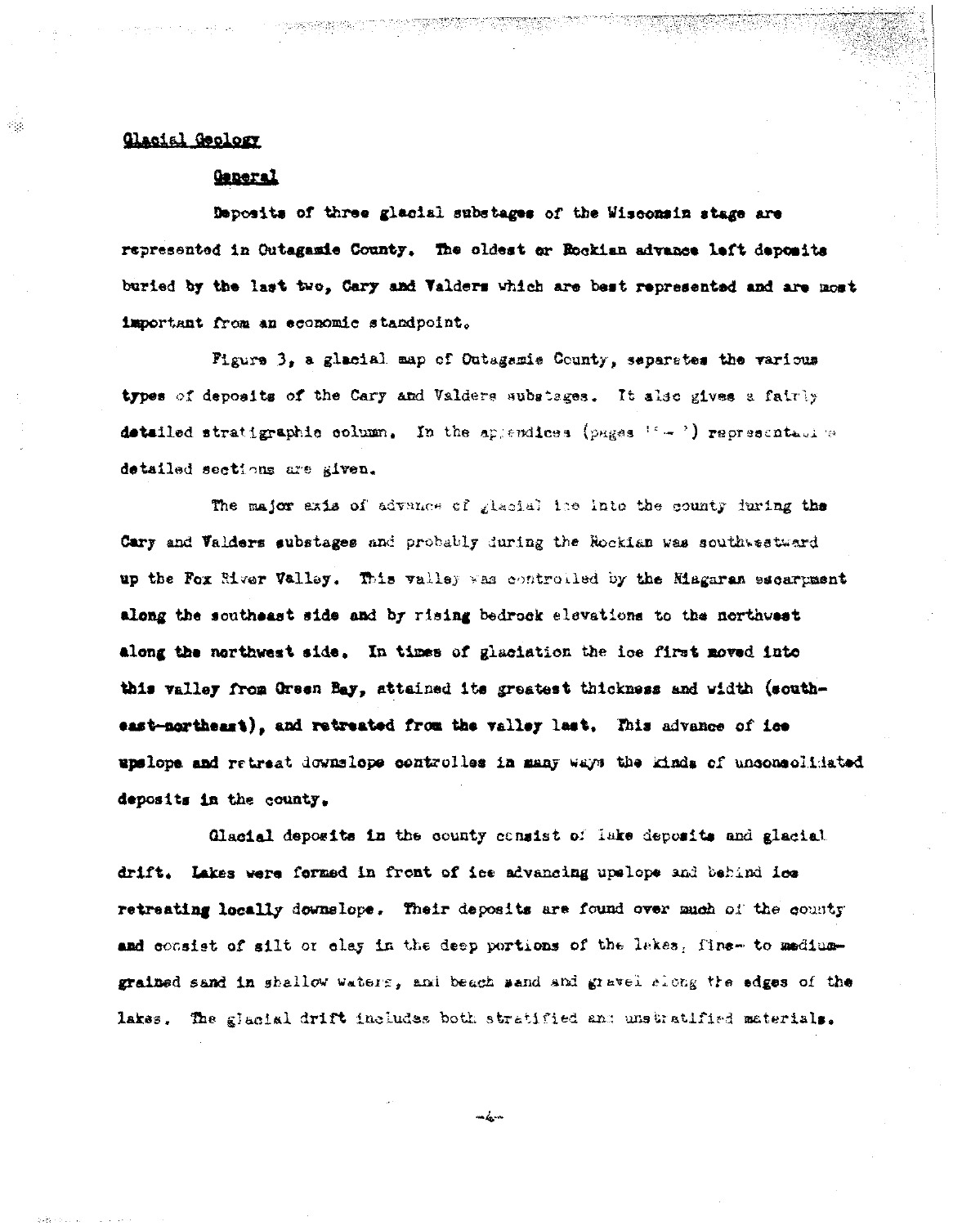## Glacial Geology

### General

Deposits of three glacial substages of the Wisconsin stage are represented in Outagamie County. The oldest or Rockian advance left deposits buried by the last two, Cary and Valders which are best represented and are most important from an economic standpoint.

Figure 3, a glacial map of Outagamie County, separates the various types of deposits of the Cary and Valders substages. It also gives a fairly detailed stratigraphic column. In the appendices (pages 15 - ?) representative detailed sections are given.

The major axis of advance of glacial ice into the county during the Cary and Valders substages and probably during the Rockian was southwestward up the Fox River Valley. This valley was controlled by the Niagaran escarpment along the southeast side and by rising bedrock elevations to the northwest along the northwest side. In times of glaciation the ice first moved into this valley from Green Bay, attained its greatest thickness and width (southeast-northeast), and retreated from the valley last. This advance of ice upslope and retreat downslope controlles in many ways the kinds of unconsolidated deposits in the county.

Glacial deposits in the county consist of lake deposits and glacial drift. Lakes were formed in front of ice advancing upslope and behind ice retreating locally downslope. Their deposits are found over much of the county and consist of silt or clay in the deep portions of the lakes, fine- to medium-grained sand in shallow waters, and beach sand and gravel along the edges of the lakes. The glacial drift includes both stratified and unstratified materials.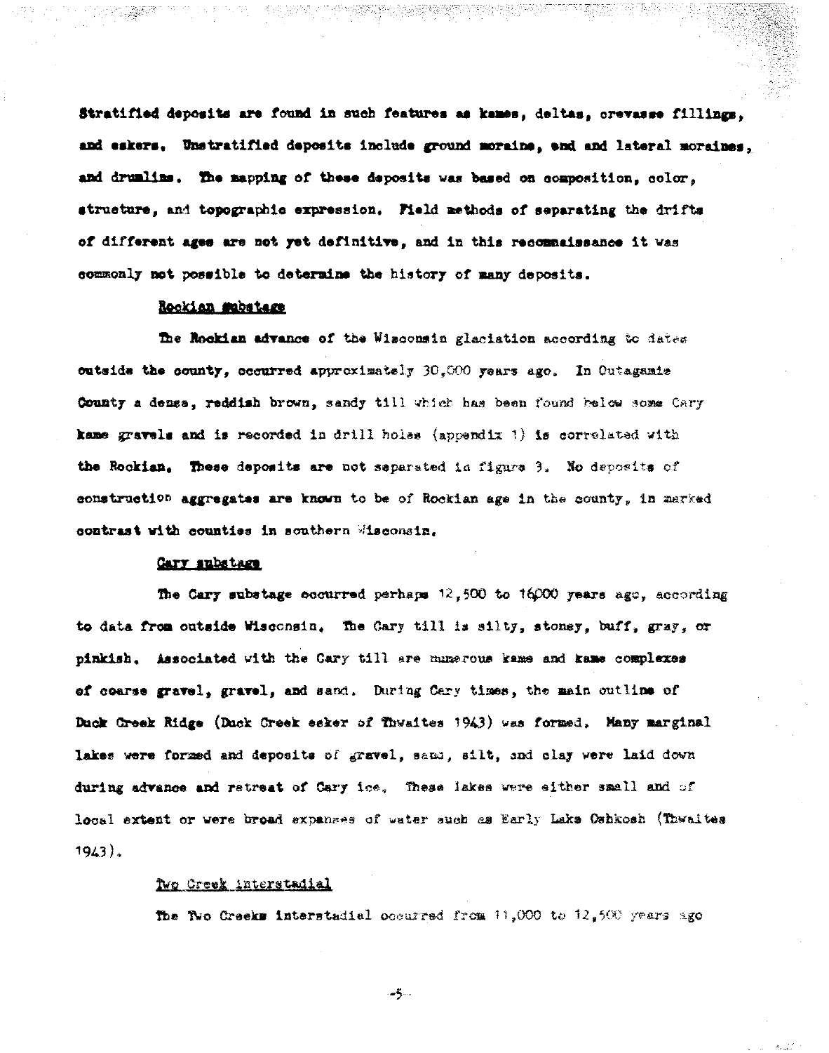Stratified deposits are found in such features as kames, deltas, crevasse fillings, and eskers. Unstratified deposits include ground moraine, end and lateral moraines, and drumlins. The mapping of these deposits was based on composition, color, structure, and topographic expression. Field methods of separating the drifts of different ages are not yet definitive, and in this reconnaissance it was commonly not possible to determine the history of many deposits.

### Rockian substage

The Rockian advance of the Wisconsin glaciation according to dates outside the county, occurred approximately 30,000 years ago. In Outagamie County a dense, reddish brown, sandy till which has been found below some Cary kame gravels and is recorded in drill holes (appendix 1) is correlated with the Rockian. These deposits are not separated in figure 3. No deposits of construction aggregates are known to be of Rockian age in the county, in marked contrast with counties in southern Wisconsin.

### Cary substage

The Cary substage occurred perhaps 12,500 to 16,000 years ago, according to data from outside Wisconsin. The Cary till is silty, stoney, buff, gray, or pinkish. Associated with the Cary till are numerous kame and kame complexes of coarse gravel, gravel, and sand. During Cary times, the main outline of Duck Creek Ridge (Duck Creek esker of Thwaites 1943) was formed. Many marginal lakes were formed and deposits of gravel, sand, silt, and clay were laid down during advance and retreat of Cary ice. These lakes were either small and of local extent or were broad expanses of water such as Early Lake Oshkosh (Thwaites 1943).

### Two Creek interstadial

The Two Creeks interstadial occurred from 11,000 to 12,500 years ago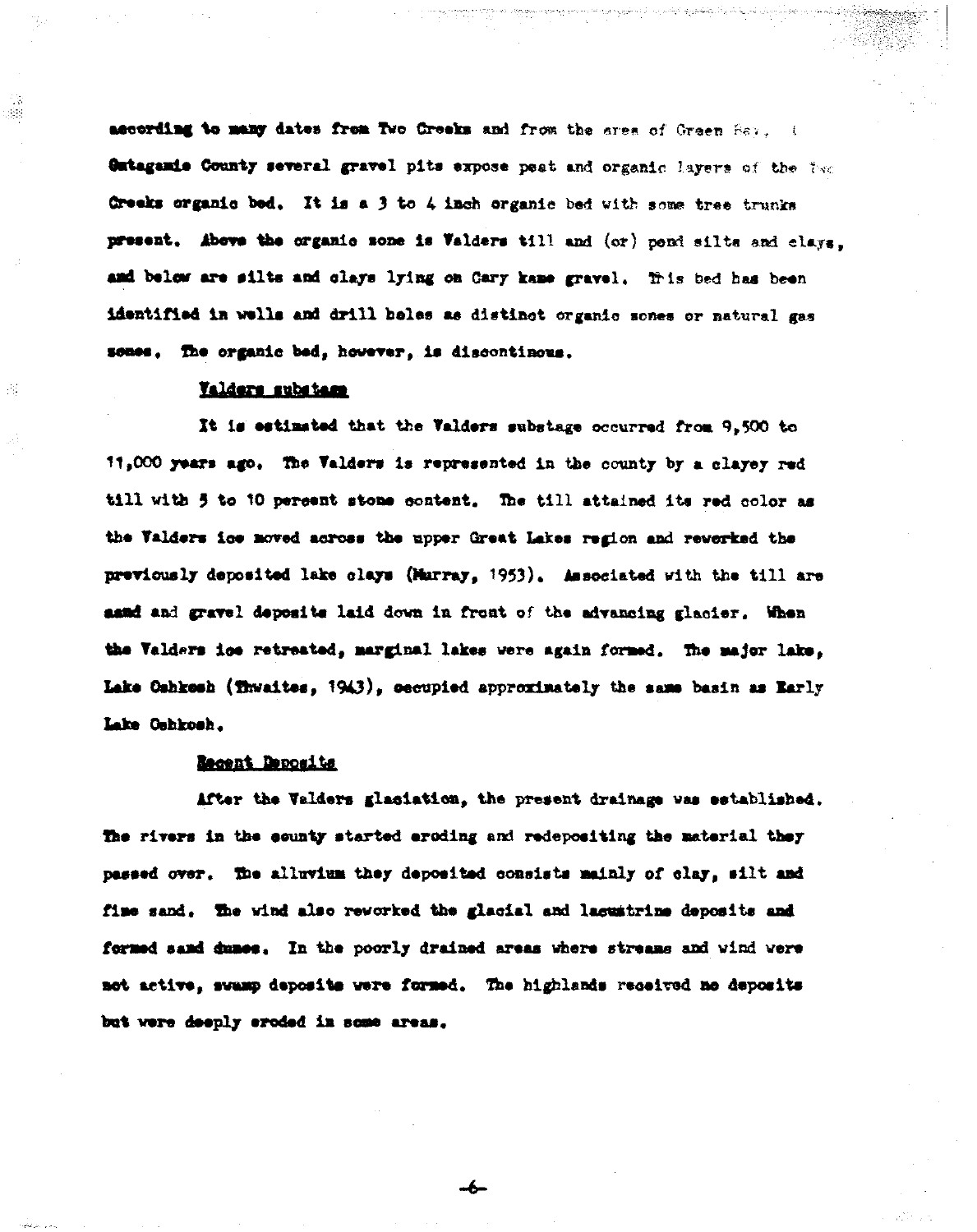according to many dates from Two Creeks and from the area of Green Bay. In Outagamie County several gravel pits expose peat and organic layers of the Two Creeks organic bed. It is a 3 to 4 inch organic bed with some tree trunks present. Above the organic zone is Valders till and (or) pond silts and clays, and below are silts and clays lying on Cary kame gravel. This bed has been identified in wells and drill holes as distinct organic zones or natural gas zones. The organic bed, however, is discontinous.

## Valders substage

It is estimated that the Valders substage occurred from 9,500 to 11,000 years ago. The Valders is represented in the county by a clayey red till with 5 to 10 percent stone content. The till attained its red color as the Valders ice moved across the upper Great Lakes region and reworked the previously deposited lake clays (Murray, 1953). Associated with the till are sand and gravel deposits laid down in front of the advancing glacier. When the Valders ice retreated, marginal lakes were again formed. The major lake, Lake Oshkosh (Thwaites, 1943), occupied approximately the same basin as Early Lake Oshkosh.

## Recent Deposits

After the Valders glaciation, the present drainage was established. The rivers in the county started eroding and redepositing the material they passed over. The alluvium they deposited consists mainly of clay, silt and fine sand. The wind also reworked the glacial and lacustrine deposits and formed sand dunes. In the poorly drained areas where streams and wind were not active, swamp deposits were formed. The highlands received no deposits but were deeply eroded in some areas.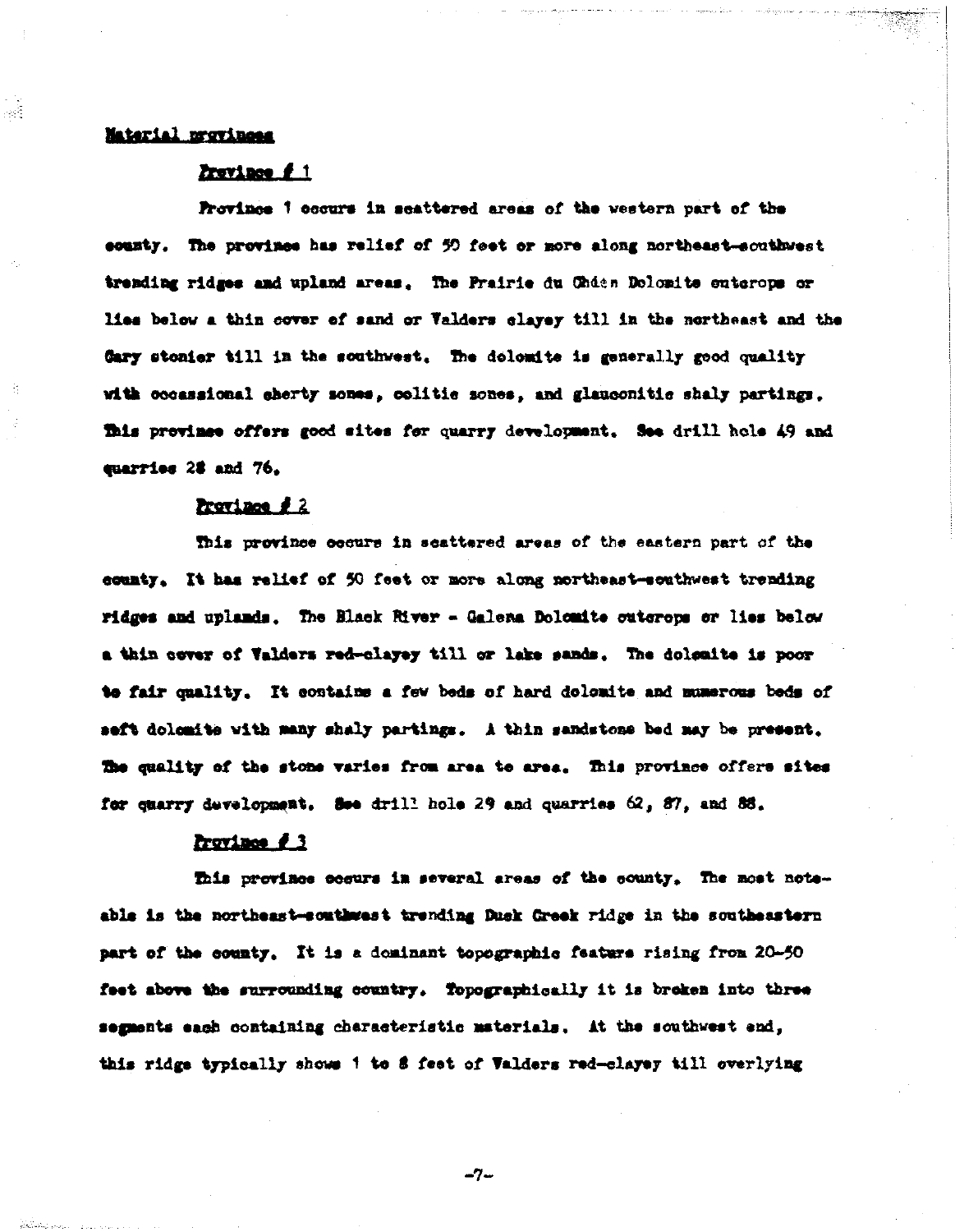## Material provinces

### Province # 1

Province 1 occurs in scattered areas of the western part of the county. The province has relief of 50 feet or more along northeast-southwest trending ridges and upland areas. The Prairie du Chien Dolomite outcrops or lies below a thin cover of sand or Valders clayey till in the northeast and the Cary stonier till in the southwest. The dolomite is generally good quality with occassional cherty zones, oolitic zones, and glauconitic shaly partings. This province offers good sites for quarry development. See drill hole 49 and quarries 28 and 76.

### Province # 2

This province occurs in scattered areas of the eastern part of the county. It has relief of 50 feet or more along northeast-southwest trending ridges and uplands. The Black River - Galena Dolomite outcrops or lies below a thin cover of Valders red-clayey till or lake sands. The dolomite is poor to fair quality. It contains a few beds of hard dolomite and numerous beds of soft dolomite with many shaly partings. A thin sandstone bed may be present. The quality of the stone varies from area to area. This province offers sites for quarry development. See drill hole 29 and quarries 62, 87, and 88.

### Province # 3

This province occurs in several areas of the county. The most noteable is the northeast-southwest trending Duck Creek ridge in the southeastern part of the county. It is a dominant topographic feature rising from 20-50 feet above the surrounding country. Topographically it is broken into three segments each containing characteristic materials. At the southwest end, this ridge typically shows 1 to 8 feet of Valders red-clayey till overlying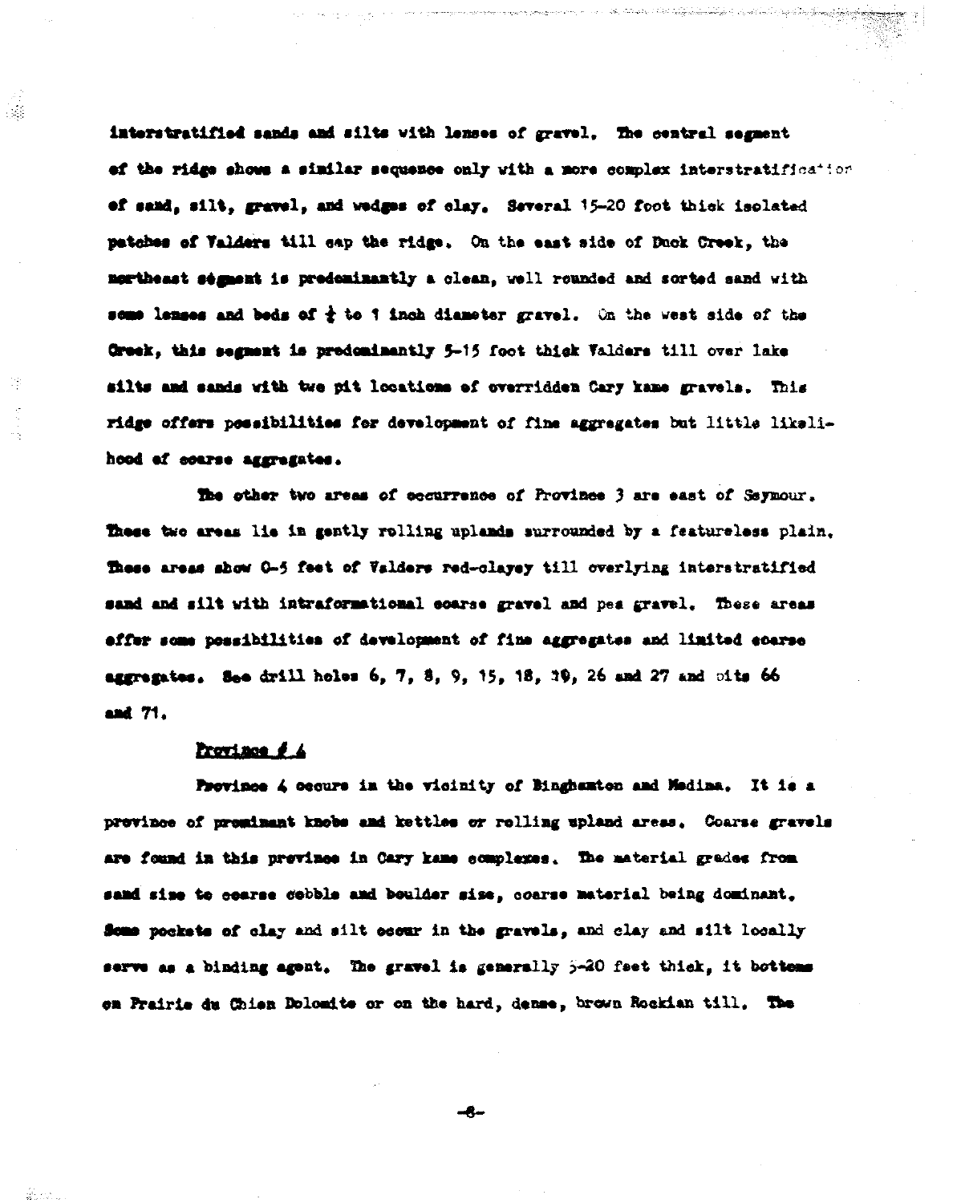interstratified sands and silts with lenses of gravel. The central segment of the ridge shows a similar sequence only with a more complex interstratification of sand, silt, gravel, and wedges of clay. Several 15-20 foot thick isolated patches of Valders till cap the ridge. On the east side of Duck Creek, the northeast segment is predominantly a clean, well rounded and sorted sand with some lenses and beds of ½ to 1 inch diameter gravel. On the west side of the Creek, this segment is predominantly 5-15 foot thick Valders till over lake silts and sands with two pit locations of overridden Cary kame gravels. This ridge offers possibilities for development of fine aggregates but little likelihood of coarse aggregates.

The other two areas of occurrence of Province 3 are east of Seymour. These two areas lie in gently rolling uplands surrounded by a featureless plain. These areas show 0-5 feet of Valders red-clayey till overlying interstratified sand and silt with intraformational coarse gravel and pea gravel. These areas offer some possibilities of development of fine aggregates and limited coarse aggregates. See drill holes 6, 7, 8, 9, 15, 18, 19, 26 and 27 and pits 66 and 71.

<u>Province # 4</u>

Province 4 occurs in the vicinity of Binghamton and Medina. It is a province of prominent knobs and kettles or rolling upland areas. Coarse gravels are found in this province in Cary kame complexes. The material grades from sand size to coarse cobble and boulder size, coarse material being dominant. Some pockets of clay and silt occur in the gravels, and clay and silt locally serve as a binding agent. The gravel is generally 5-20 feet thick, it bottoms on Prairie du Chien Dolomite or on the hard, dense, brown Rockian till. The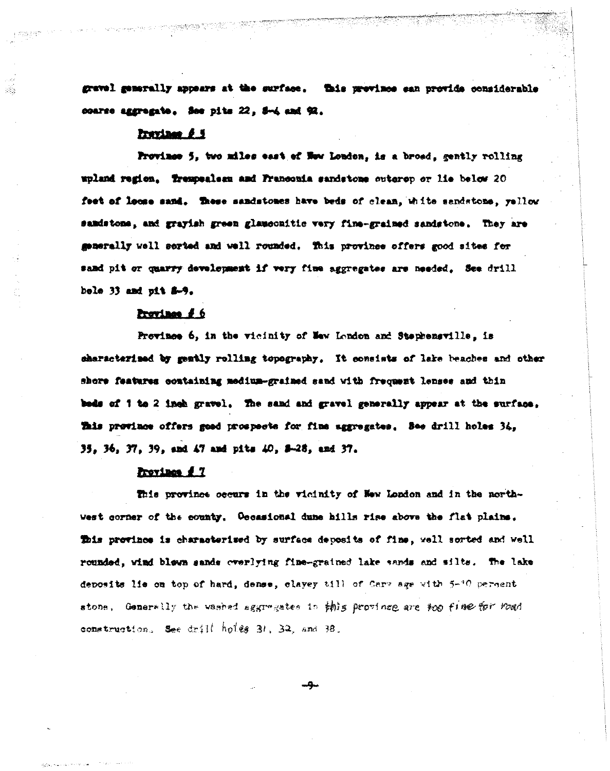gravel generally appears at the surface. This province can provide considerable coarse aggregate. See pits 22, S-4 and 92.

### Province # 5

Province 5, two miles east of New London, is a broad, gently rolling upland region. Trempealeau and Franconia sandstone outcrop or lie below 20 feet of loose sand. These sandstones have beds of clean, white sandstone, yellow sandstone, and grayish green glauconitic very fine-grained sandstone. They are generally well sorted and well rounded. This province offers good sites for sand pit or quarry development if very fine aggregates are needed. See drill hole 33 and pit S-9.

### Province # 6

Province 6, in the vicinity of New London and Stephensville, is characterized by gently rolling topography. It consists of lake beaches and other shore features containing medium-grained sand with frequent lenses and thin beds of 1 to 2 inch gravel. The sand and gravel generally appear at the surface. This province offers good prospects for fine aggregates. See drill holes 34, 35, 36, 37, 39, and 47 and pits 40, S-28, and 37.

### Province # 7

This province occurs in the vicinity of New London and in the northwest corner of the county. Occasional dune hills rise above the flat plains. This province is characterized by surface deposits of fine, well sorted and well rounded, wind blown sands overlying fine-grained lake sands and silts. The lake deposits lie on top of hard, dense, clayey till of Cary age with 5-10 percent stone. Generally the washed aggregates in this province are too fine for road construction. See drill holes 31, 32, and 38.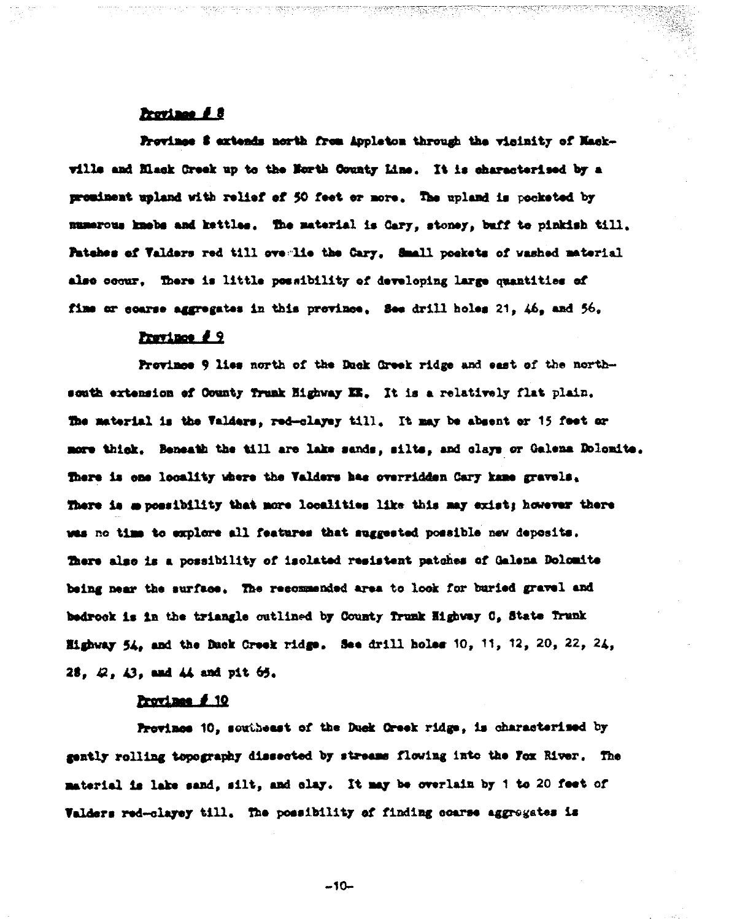## Province # 8

Province 8 extends north from Appleton through the vicinity of Mackville and Black Creek up to the North County Line. It is characterized by a prominent upland with relief of 50 feet or more. The upland is pocketed by numerous knobs and kettles. The material is Cary, stoney, buff to pinkish till. Patches of Valders red till overlie the Cary. Small pockets of washed material also occur. There is little possibility of developing large quantities of fine or coarse aggregates in this province. See drill holes 21, 46, and 56.

## Province # 9

Province 9 lies north of the Duck Creek ridge and east of the north-south extension of County Trunk Highway EE. It is a relatively flat plain. The material is the Valders, red-clayey till. It may be absent or 15 feet or more thick. Beneath the till are lake sands, silts, and clays or Galena Dolomite. There is one locality where the Valders has overridden Cary kame gravels. There is a possibility that more localities like this may exist; however there was no time to explore all features that suggested possible new deposits. There also is a possibility of isolated resistent patches of Galena Dolomite being near the surface. The recommended area to look for buried gravel and bedrock is in the triangle outlined by County Trunk Highway C, State Trunk Highway 54, and the Duck Creek ridge. See drill holes 10, 11, 12, 20, 22, 24, 28, 42, 43, and 44 and pit 65.

## Province # 10

Province 10, southeast of the Duck Creek ridge, is characterized by gently rolling topography dissected by streams flowing into the Fox River. The material is lake sand, silt, and clay. It may be overlain by 1 to 20 feet of Valders red-clayey till. The possibility of finding coarse aggregates is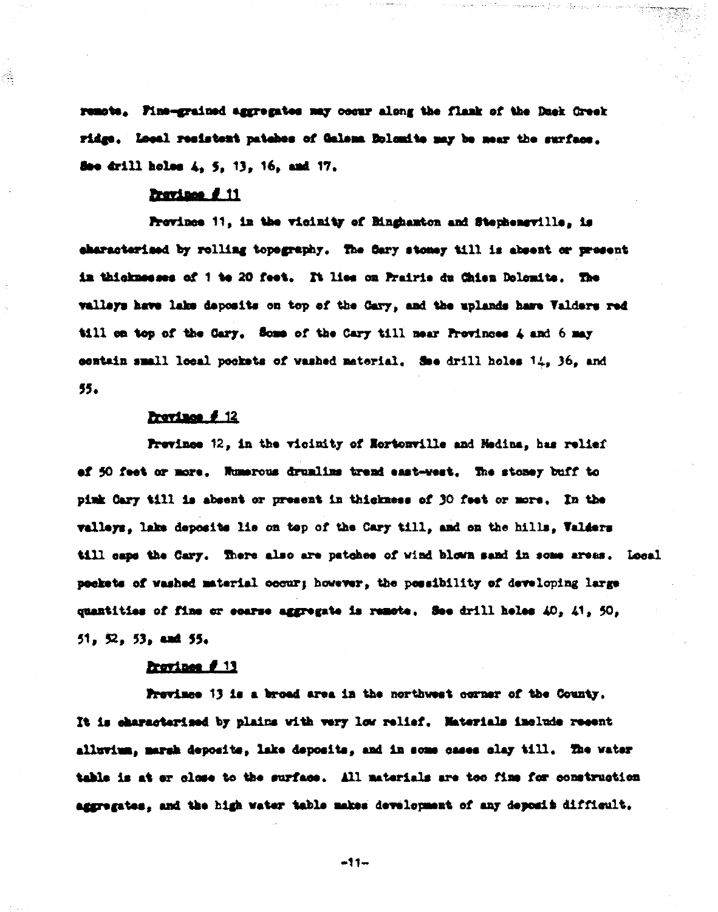remote. Fine-grained aggregates may occur along the flank of the Duck Creek ridge. Local resistent patches of Galena Dolomite may be near the surface. See drill holes 4, 5, 13, 16, and 17.

## Province # 11

Province 11, in the vicinity of Binghamton and Stephensville, is characterized by rolling topography. The Cary stoney till is absent or present in thicknesses of 1 to 20 feet. It lies on Prairie du Chien Dolomite. The valleys have lake deposits on top of the Cary, and the uplands have Valders red till on top of the Cary. Some of the Cary till near Provinces 4 and 6 may contain small local pockets of washed material. See drill holes 14, 36, and 55.

## Province # 12

Province 12, in the vicinity of Nortonville and Medina, has relief of 50 feet or more. Numerous drumlins trend east-west. The stoney buff to pink Cary till is absent or present in thickness of 30 feet or more. In the valleys, lake deposits lie on top of the Cary till, and on the hills, Valders till caps the Cary. There also are patches of wind blown sand in some areas. Local pockets of washed material occur; however, the possibility of developing large quantities of fine or coarse aggregate is remote. See drill holes 40, 41, 50, 51, 52, 53, and 55.

## Province # 13

Province 13 is a broad area in the northwest corner of the County. It is characterized by plains with very low relief. Materials include recent alluvium, marsh deposits, lake deposits, and in some cases clay till. The water table is at or close to the surface. All materials are too fine for construction aggregates, and the high water table makes development of any deposit difficult.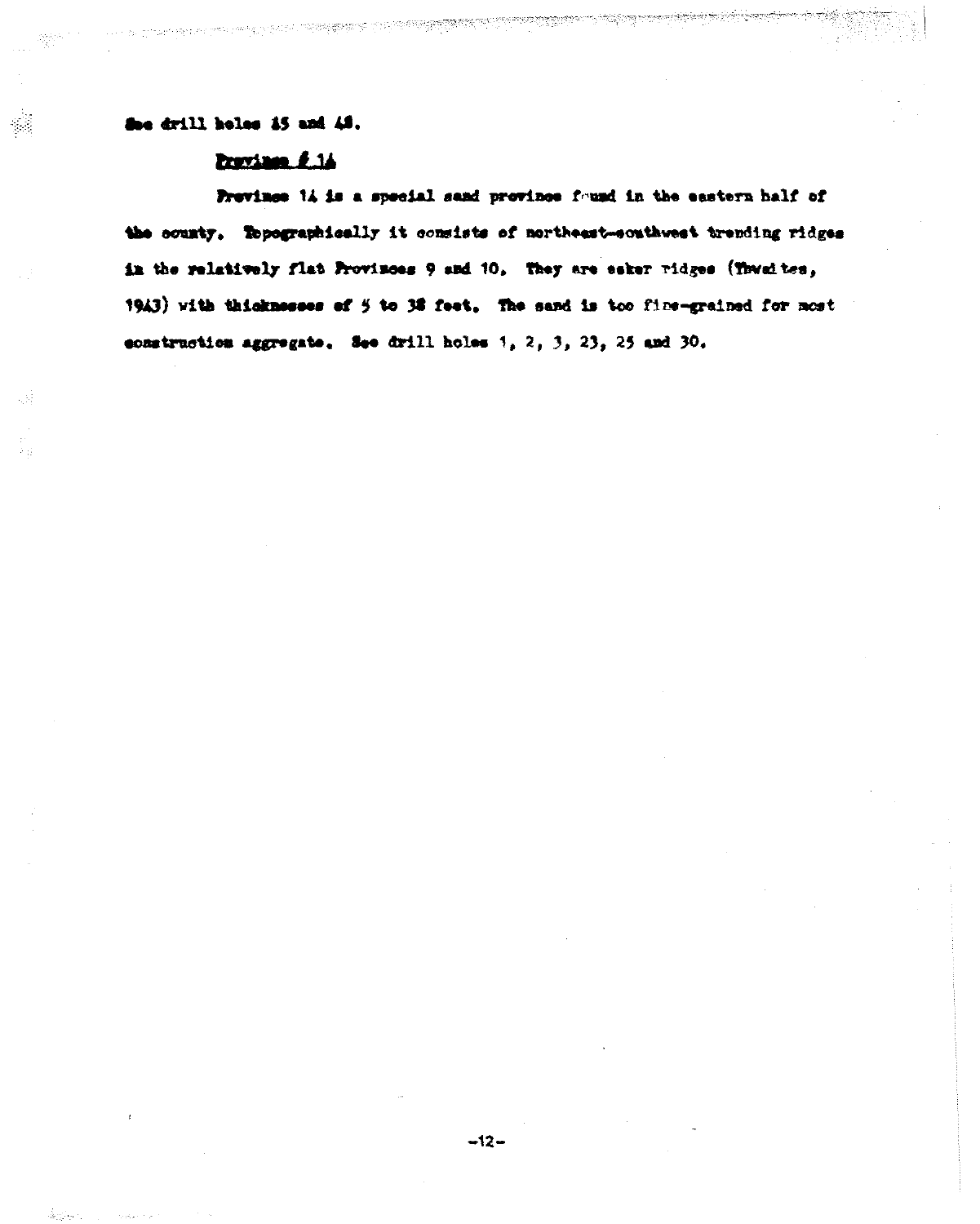See drill holes 15 and 48.

## Province # 14

Province 14 is a special sand province found in the eastern half of the county. Topographically it consists of northeast-southwest trending ridges in the relatively flat Provinces 9 and 10. They are esker ridges (Thwaites, 1943) with thicknesses of 5 to 38 feet. The sand is too fine-grained for most construction aggregate. See drill holes 1, 2, 3, 23, 25 and 30.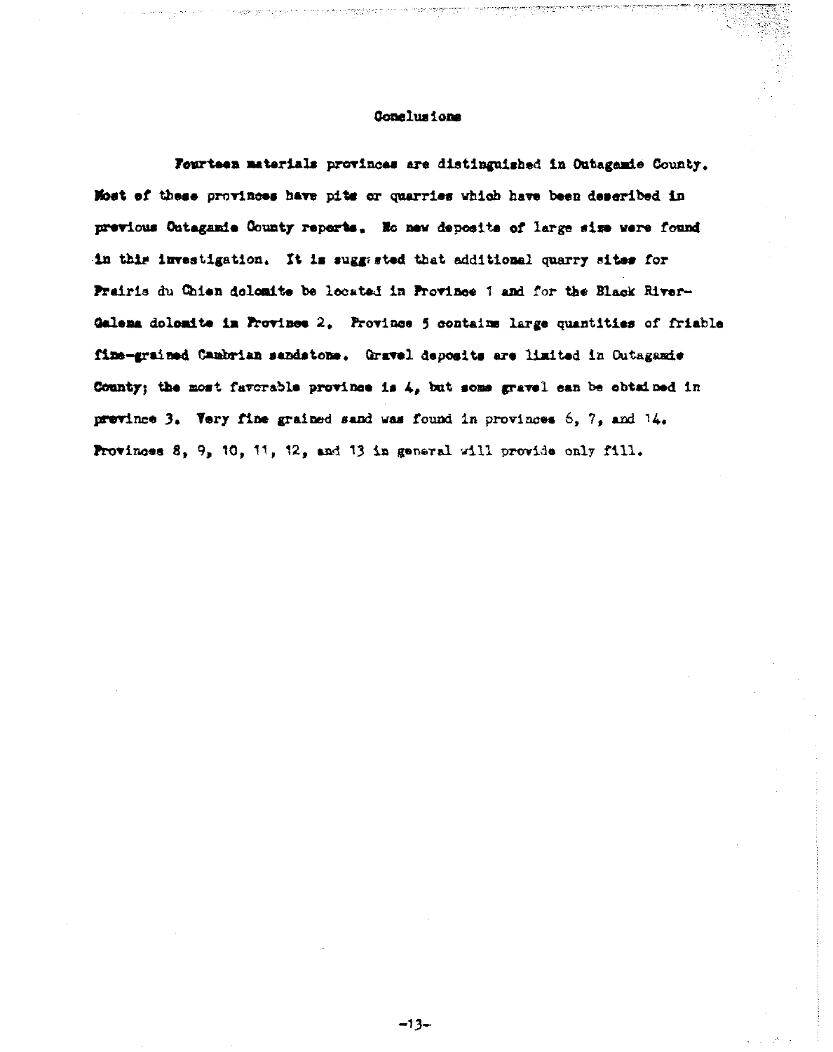## Conclusions

Fourteen materials provinces are distinguished in Outagamie County. Most of these provinces have pits or quarries which have been described in previous Outagamie County reports. No new deposits of large size were found in this investigation. It is suggested that additional quarry sites for Prairie du Chien dolomite be located in Province 1 and for the Black River-Galena dolomite in Province 2. Province 5 contains large quantities of friable fine-grained Cambrian sandstone. Gravel deposits are limited in Outagamie County; the most favorable province is 4, but some gravel can be obtained in province 3. Very fine grained sand was found in provinces 6, 7, and 14. Provinces 8, 9, 10, 11, 12, and 13 in general will provide only fill.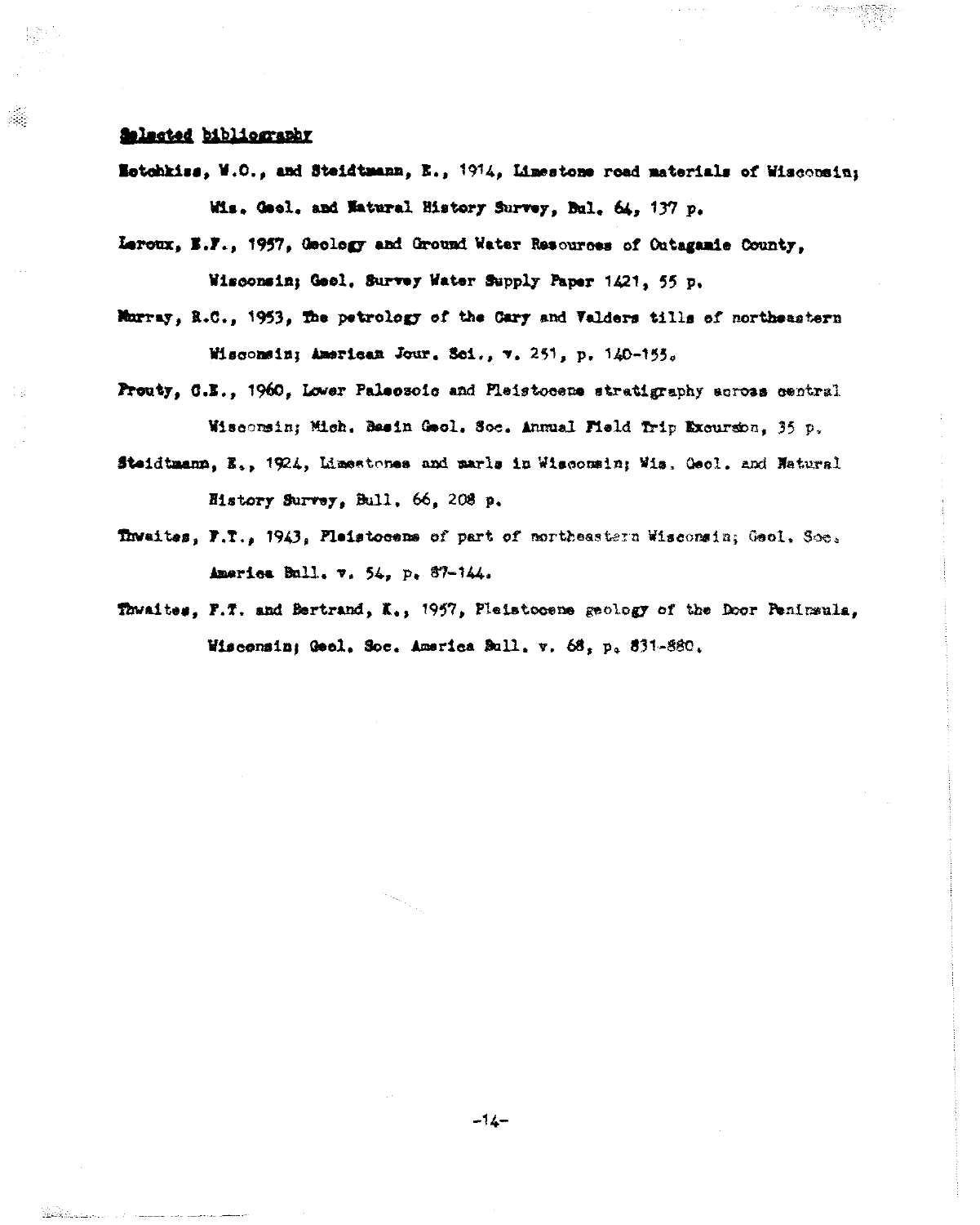## Selected bibliography

Hotchkiss, W.O., and Steidtmann, E., 1914, Limestone road materials of Wisconsin; Wis. Geol. and Natural History Survey, Bul. 64, 137 p.

Leroux, E.F., 1957, Geology and Ground Water Resources of Outagamie County, Wisconsin; Geol. Survey Water Supply Paper 1421, 55 p.

Murray, R.C., 1953, The petrology of the Cary and Valders tills of northeastern Wisconsin; American Jour. Sci., v. 251, p. 140-155.

Prouty, C.E., 1960, Lower Paleozoic and Pleistocene stratigraphy across central Wisconsin; Mich. Basin Geol. Soc. Annual Field Trip Excursion, 35 p.

Steidtmann, E., 1924, Limestones and marls in Wisconsin; Wis. Geol. and Natural History Survey, Bull. 66, 208 p.

Thwaites, F.T., 1943, Pleistocene of part of northeastern Wisconsin; Geol. Soc. America Bull. v. 54, p. 87-144.

Thwaites, F.T. and Bertrand, K., 1957, Pleistocene geology of the Door Peninsula, Wisconsin; Geol. Soc. America Bull. v. 68, p. 831-880.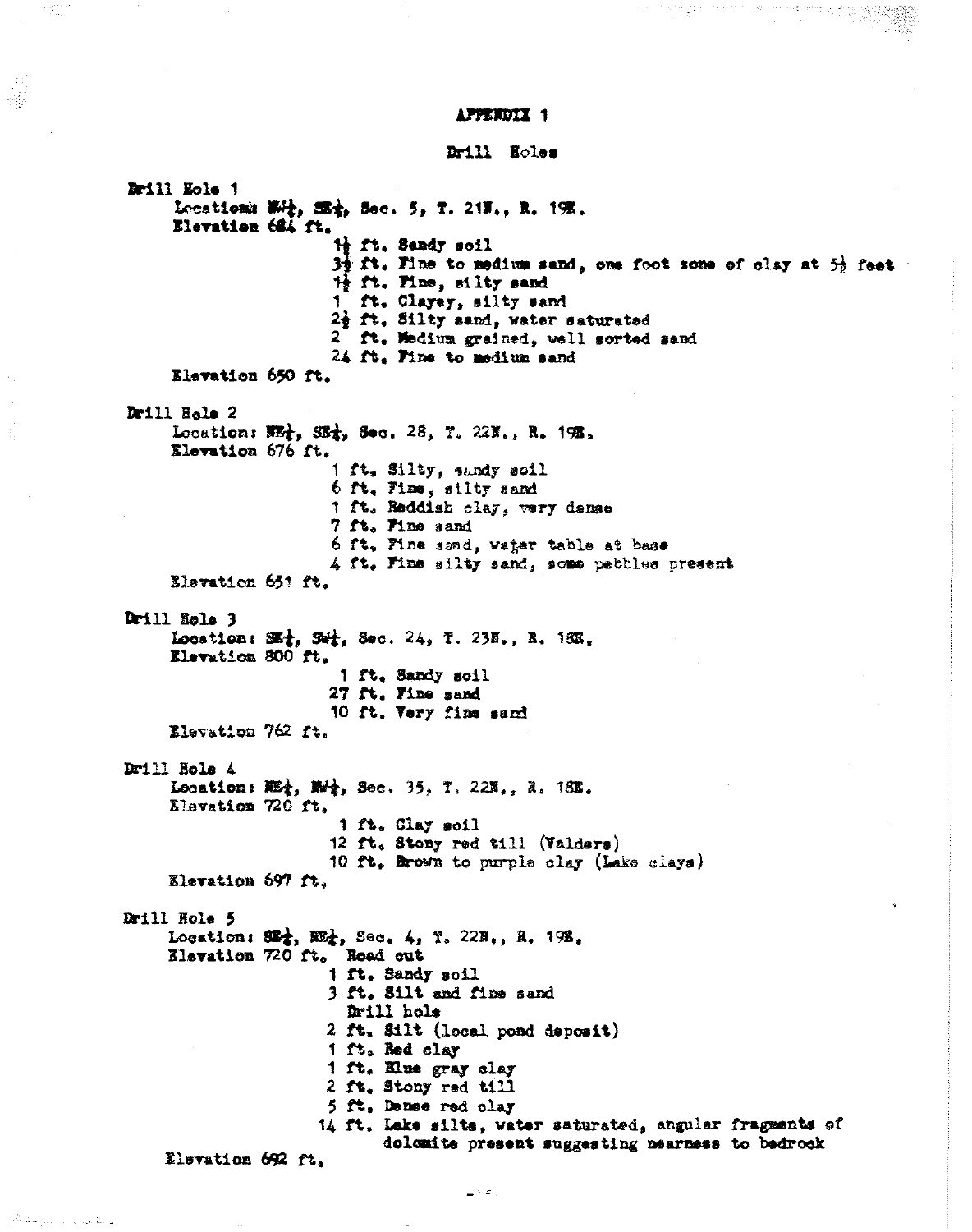# APPENDIX 1

## Drill Holes

**Drill Hole 1**

Locations: NW¼, SE¼, Sec. 5, T. 21N., R. 19E.

Elevation 684 ft.

- 1½ ft. Sandy soil
- 3½ ft. Fine to medium sand, one foot zone of clay at 5½ feet
- 1½ ft. Fine, silty sand
- 1 ft. Clayey, silty sand
- 2½ ft. Silty sand, water saturated
- 2 ft. Medium grained, well sorted sand
- 24 ft. Fine to medium sand

Elevation 650 ft.

**Drill Hole 2**

Location: NE¼, SE¼, Sec. 28, T. 22N., R. 19E.

Elevation 676 ft.

- 1 ft. Silty, sandy soil
- 6 ft. Fine, silty sand
- 1 ft. Reddish clay, very dense
- 7 ft. Fine sand
- 6 ft. Fine sand, water table at base
- 4 ft. Fine silty sand, some pebbles present

Elevation 651 ft.

**Drill Hole 3**

Location: SE¼, SW¼, Sec. 24, T. 23N., R. 18E.

Elevation 800 ft.

- 1 ft. Sandy soil
- 27 ft. Fine sand
- 10 ft. Very fine sand

Elevation 762 ft.

**Drill Hole 4**

Location: NE¼, NW¼, Sec. 35, T. 22N., R. 18E.

Elevation 720 ft.

- 1 ft. Clay soil
- 12 ft. Stony red till (Valders)
- 10 ft. Brown to purple clay (Lake clays)

Elevation 697 ft.

**Drill Hole 5**

Location: SE¼, NE¼, Sec. 4, T. 22N., R. 19E.

Elevation 720 ft. Road cut

- 1 ft. Sandy soil
- 3 ft. Silt and fine sand

Drill hole

- 2 ft. Silt (local pond deposit)
- 1 ft. Red clay
- 1 ft. Blue gray clay
- 2 ft. Stony red till
- 5 ft. Dense red clay
- 14 ft. Lake silts, water saturated, angular fragments of dolomite present suggesting nearness to bedrock

Elevation 692 ft.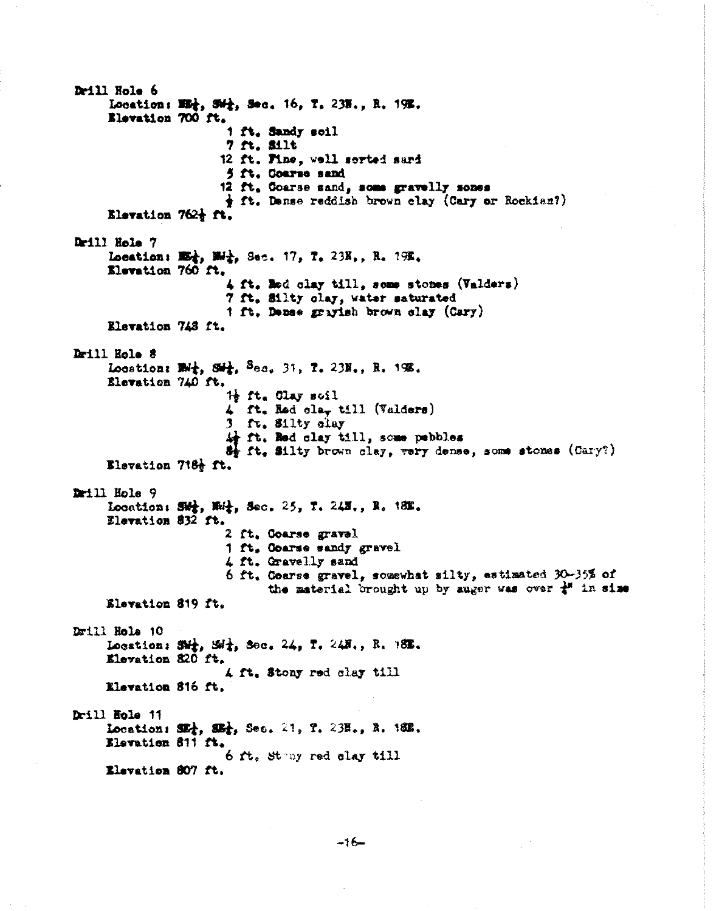**Drill Hole 6**

Location: NE¼, SW¼, Sec. 16, T. 23N., R. 19E.

Elevation 700 ft.

- 1 ft. Sandy soil
- 7 ft. Silt
- 12 ft. Fine, well sorted sand
- 5 ft. Coarse sand
- 12 ft. Coarse sand, some gravelly zones
- ½ ft. Dense reddish brown clay (Cary or Rockian?)

Elevation 762½ ft.

**Drill Hole 7**

Location: NE¼, NW¼, Sec. 17, T. 23N., R. 19E.

Elevation 760 ft.

- 4 ft. Red clay till, some stones (Valders)
- 7 ft. Silty clay, water saturated
- 1 ft. Dense grayish brown clay (Cary)

Elevation 748 ft.

**Drill Hole 8**

Location: NW¼, SW¼, Sec. 31, T. 23N., R. 19E.

Elevation 740 ft.

- 1½ ft. Clay soil
- 4 ft. Red clay till (Valders)
- 3 ft. Silty clay
- 4½ ft. Red clay till, some pebbles
- 8½ ft. Silty brown clay, very dense, some stones (Cary?)

Elevation 718½ ft.

**Drill Hole 9**

Location: SW¼, NW¼, Sec. 25, T. 24N., R. 18E.

Elevation 832 ft.

- 2 ft. Coarse gravel
- 1 ft. Coarse sandy gravel
- 4 ft. Gravelly sand
- 6 ft. Coarse gravel, somewhat silty, estimated 30-35% of the material brought up by auger was over ¼" in size

Elevation 819 ft.

**Drill Hole 10**

Location: SW¼, SW¼, Sec. 24, T. 24N., R. 18E.

Elevation 820 ft.

- 4 ft. Stony red clay till

Elevation 816 ft.

**Drill Hole 11**

Location: SE¼, SE¼, Sec. 21, T. 23N., R. 18E.

Elevation 811 ft.

- 6 ft. Stony red clay till

Elevation 807 ft.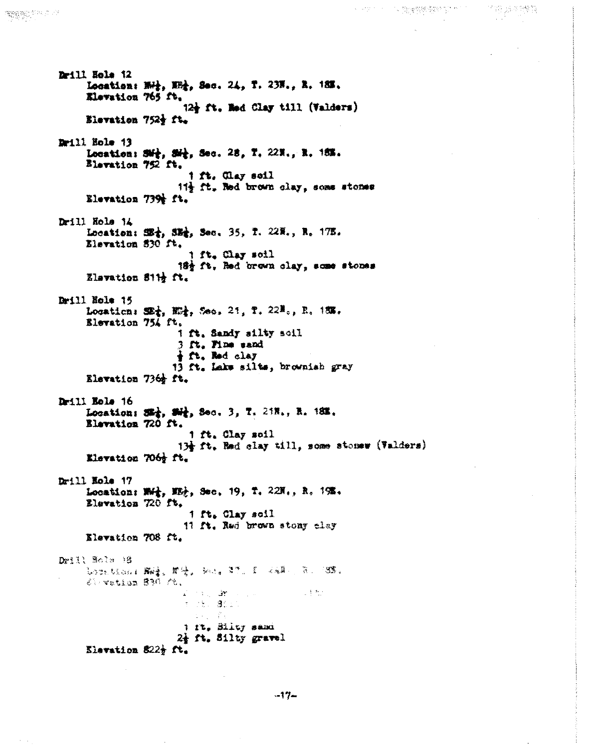Drill Hole 12
Location: NW¼, NE¼, Sec. 24, T. 23N., R. 18E.
Elevation 765 ft.

12½ ft. Red Clay till (Valders)

Elevation 752½ ft.

Drill Hole 13
Location: SW¼, SW¼, Sec. 28, T. 22N., R. 18E.
Elevation 752 ft.

1 ft. Clay soil
11½ ft. Red brown clay, some stones

Elevation 739½ ft.

Drill Hole 14
Location: SE¼, SE¼, Sec. 35, T. 22N., R. 17E.
Elevation 830 ft.

1 ft. Clay soil
18½ ft. Red brown clay, some stones

Elevation 811½ ft.

Drill Hole 15
Location: SE¼, NE¼, Sec. 21, T. 22N., R. 18E.
Elevation 754 ft.

1 ft. Sandy silty soil
3 ft. Fine sand
½ ft. Red clay
13 ft. Lake silts, brownish gray

Elevation 736½ ft.

Drill Hole 16
Location: SE¼, SW¼, Sec. 3, T. 21N., R. 18E.
Elevation 720 ft.

1 ft. Clay soil
13½ ft. Red clay till, some stones (Valders)

Elevation 706½ ft.

Drill Hole 17
Location: NW¼, NE¼, Sec. 19, T. 22N., R. 19E.
Elevation 720 ft.

1 ft. Clay soil
11 ft. Red brown stony clay

Elevation 708 ft.

Drill Hole 18
Location: NW¼, NE¼, Sec. 3?, T. 2?N., R. 18E.
Elevation 830 ft.

1 ft. Silty sand
2½ ft. Silty gravel

Elevation 822½ ft.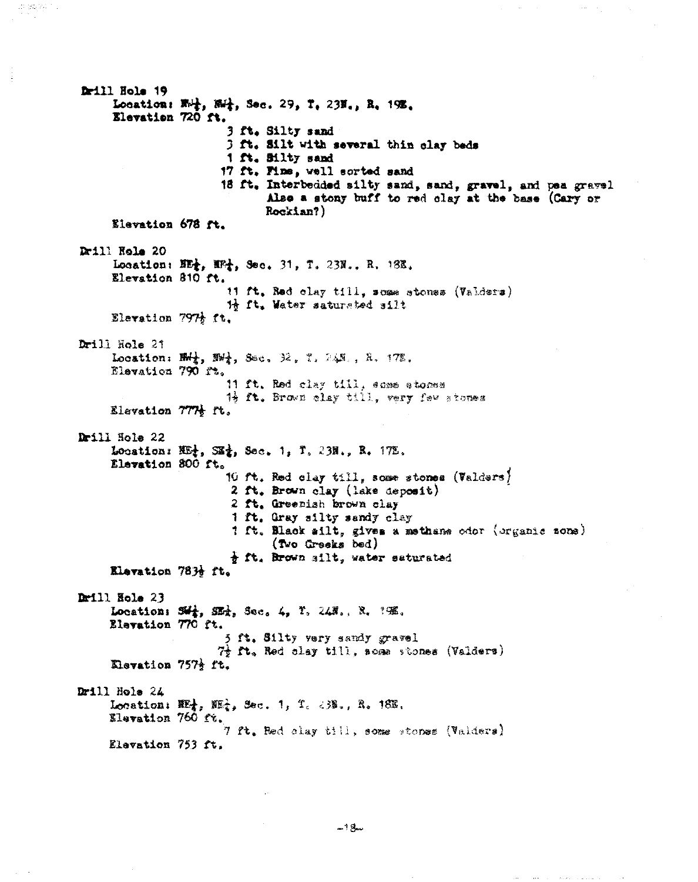**Drill Hole 19**

Location: NW¼, NW¼, Sec. 29, T. 23N., R. 19E.

Elevation 720 ft.

- 3 ft. Silty sand
- 3 ft. Silt with several thin clay beds
- 1 ft. Silty sand
- 17 ft. Fine, well sorted sand
- 18 ft. Interbedded silty sand, sand, gravel, and pea gravel. Also a stony buff to red clay at the base (Cary or Rockian?)

Elevation 678 ft.

**Drill Hole 20**

Location: NE¼, NE¼, Sec. 31, T. 23N., R. 18E.

Elevation 810 ft.

- 11 ft. Red clay till, some stones (Valders)
- 1½ ft. Water saturated silt

Elevation 797½ ft.

**Drill Hole 21**

Location: NW¼, SW¼, Sec. 32, T. 24N., R. 17E.

Elevation 790 ft.

- 11 ft. Red clay till, some stones
- 1½ ft. Brown clay till, very few stones

Elevation 777½ ft.

**Drill Hole 22**

Location: NE¼, SE¼, Sec. 1, T. 23N., R. 17E.

Elevation 800 ft.

- 10 ft. Red clay till, some stones (Valders)
- 2 ft. Brown clay (lake deposit)
- 2 ft. Greenish brown clay
- 1 ft. Gray silty sandy clay
- 1 ft. Black silt, gives a methane odor (organic zone) (Two Creeks bed)
- ½ ft. Brown silt, water saturated

Elevation 783½ ft.

**Drill Hole 23**

Location: SW¼, SE¼, Sec. 4, T. 24N., R. 19E.

Elevation 770 ft.

- 5 ft. Silty very sandy gravel
- 7½ ft. Red clay till, some stones (Valders)

Elevation 757½ ft.

**Drill Hole 24**

Location: NE¼, NE¼, Sec. 1, T. 23N., R. 18E.

Elevation 760 ft.

- 7 ft. Red clay till, some stones (Valders)

Elevation 753 ft.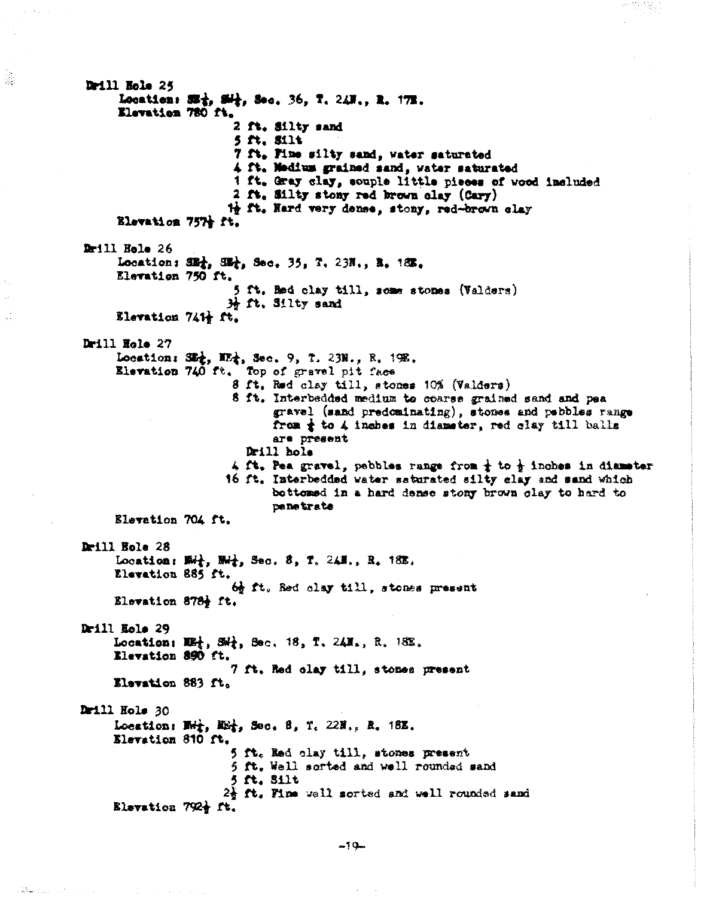Drill Hole 25

Location: SE¼, SW¼, Sec. 36, T. 24N., R. 17E.

Elevation 780 ft.

- 2 ft. Silty sand
- 5 ft. Silt
- 7 ft. Fine silty sand, water saturated
- 4 ft. Medium grained sand, water saturated
- 1 ft. Gray clay, couple little pieces of wood included
- 2 ft. Silty stony red brown clay (Cary)
- 1½ ft. Hard very dense, stony, red-brown clay

Elevation 757½ ft.

Drill Hole 26

Location: SE¼, SE¼, Sec. 35, T. 23N., R. 18E.

Elevation 750 ft.

- 5 ft. Red clay till, some stones (Valders)
- 3½ ft. Silty sand

Elevation 741½ ft.

Drill Hole 27

Location: SE¼, NE¼, Sec. 9, T. 23N., R. 19E.

Elevation 740 ft. Top of gravel pit face

- 8 ft. Red clay till, stones 10% (Valders)
- 8 ft. Interbedded medium to coarse grained sand and pea gravel (sand predominating), stones and pebbles range from ¼ to 4 inches in diameter, red clay till balls are present

Drill hole

- 4 ft. Pea gravel, pebbles range from ¼ to ½ inches in diameter
- 16 ft. Interbedded water saturated silty clay and sand which bottomed in a hard dense stony brown clay to hard to penetrate

Elevation 704 ft.

Drill Hole 28

Location: NW¼, NW¼, Sec. 8, T. 24N., R. 18E.

Elevation 885 ft.

- 6½ ft. Red clay till, stones present

Elevation 878½ ft.

Drill Hole 29

Location: NE¼, SW¼, Sec. 18, T. 24N., R. 18E.

Elevation 890 ft.

- 7 ft. Red clay till, stones present

Elevation 883 ft.

Drill Hole 30

Location: NW¼, NE¼, Sec. 8, T. 22N., R. 18E.

Elevation 810 ft.

- 5 ft. Red clay till, stones present
- 5 ft. Well sorted and well rounded sand
- 5 ft. Silt
- 2½ ft. Fine well sorted and well rounded sand

Elevation 792½ ft.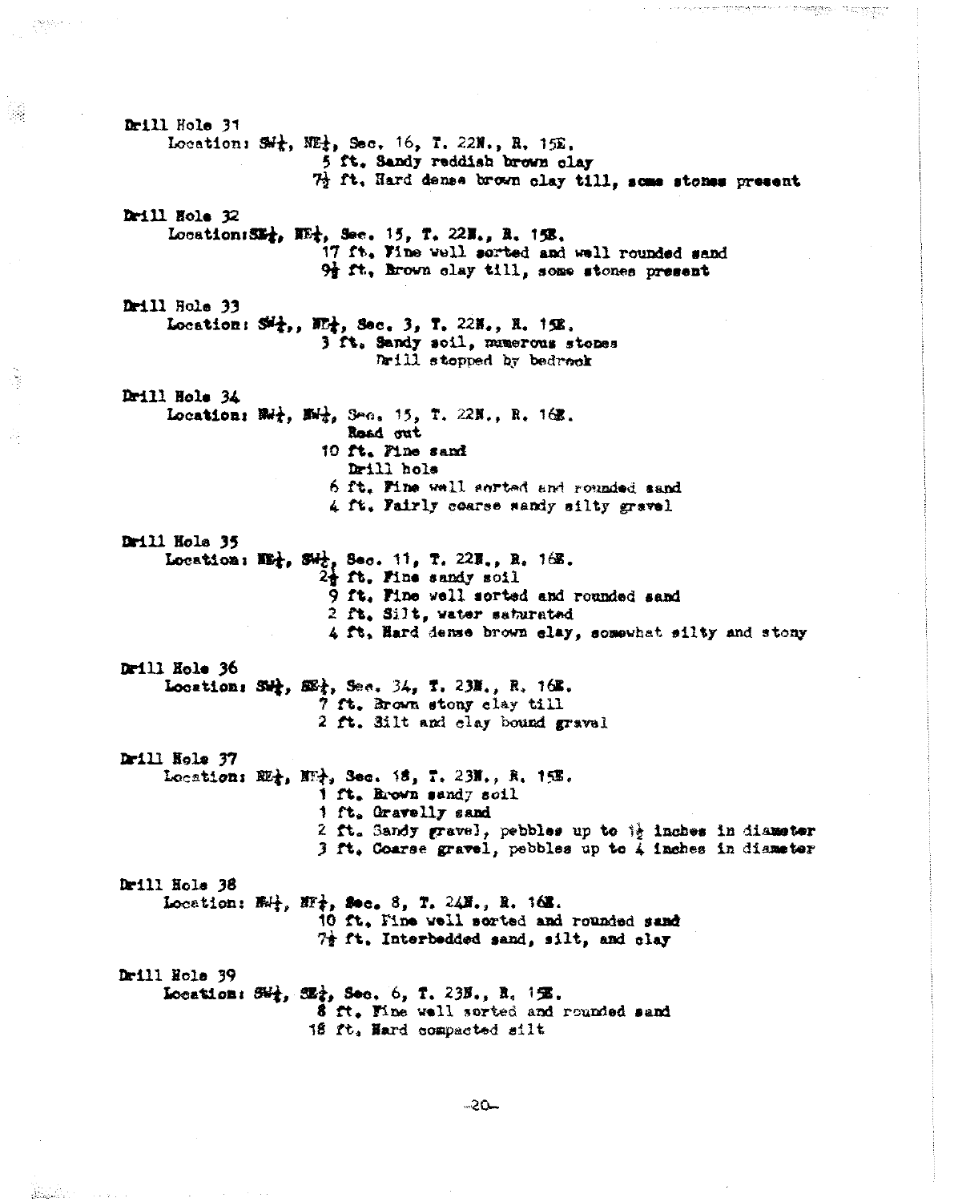Drill Hole 31

Location: SW¼, NE¼, Sec. 16, T. 22N., R. 15E.

5 ft. Sandy reddish brown clay

7½ ft. Hard dense brown clay till, some stones present

Drill Hole 32

Location: SE¼, NE¼, Sec. 15, T. 22N., R. 15E.

17 ft. Fine well sorted and well rounded sand

9½ ft. Brown clay till, some stones present

Drill Hole 33

Location: SW¼, NE¼, Sec. 3, T. 22N., R. 15E.

3 ft. Sandy soil, numerous stones

Drill stopped by bedrock

Drill Hole 34

Location: NW¼, NW¼, Sec. 15, T. 22N., R. 16E.

Road cut

10 ft. Fine sand

Drill hole

6 ft. Fine well sorted and rounded sand

4 ft. Fairly coarse sandy silty gravel

Drill Hole 35

Location: NE¼, SW¼, Sec. 11, T. 22N., R. 16E.

2½ ft. Fine sandy soil

9 ft. Fine well sorted and rounded sand

2 ft. Silt, water saturated

4 ft. Hard dense brown clay, somewhat silty and stony

Drill Hole 36

Location: SW¼, SE¼, Sec. 34, T. 23N., R. 16E.

7 ft. Brown stony clay till

2 ft. Silt and clay bound gravel

Drill Hole 37

Location: NE¼, NE¼, Sec. 18, T. 23N., R. 15E.

1 ft. Brown sandy soil

1 ft. Gravelly sand

2 ft. Sandy gravel, pebbles up to 1½ inches in diameter

3 ft. Coarse gravel, pebbles up to 4 inches in diameter

Drill Hole 38

Location: NW¼, NE¼, Sec. 8, T. 24N., R. 16E.

10 ft. Fine well sorted and rounded sand

7½ ft. Interbedded sand, silt, and clay

Drill Hole 39

Location: SW¼, SE¼, Sec. 6, T. 23N., R. 15E.

8 ft. Fine well sorted and rounded sand

18 ft. Hard compacted silt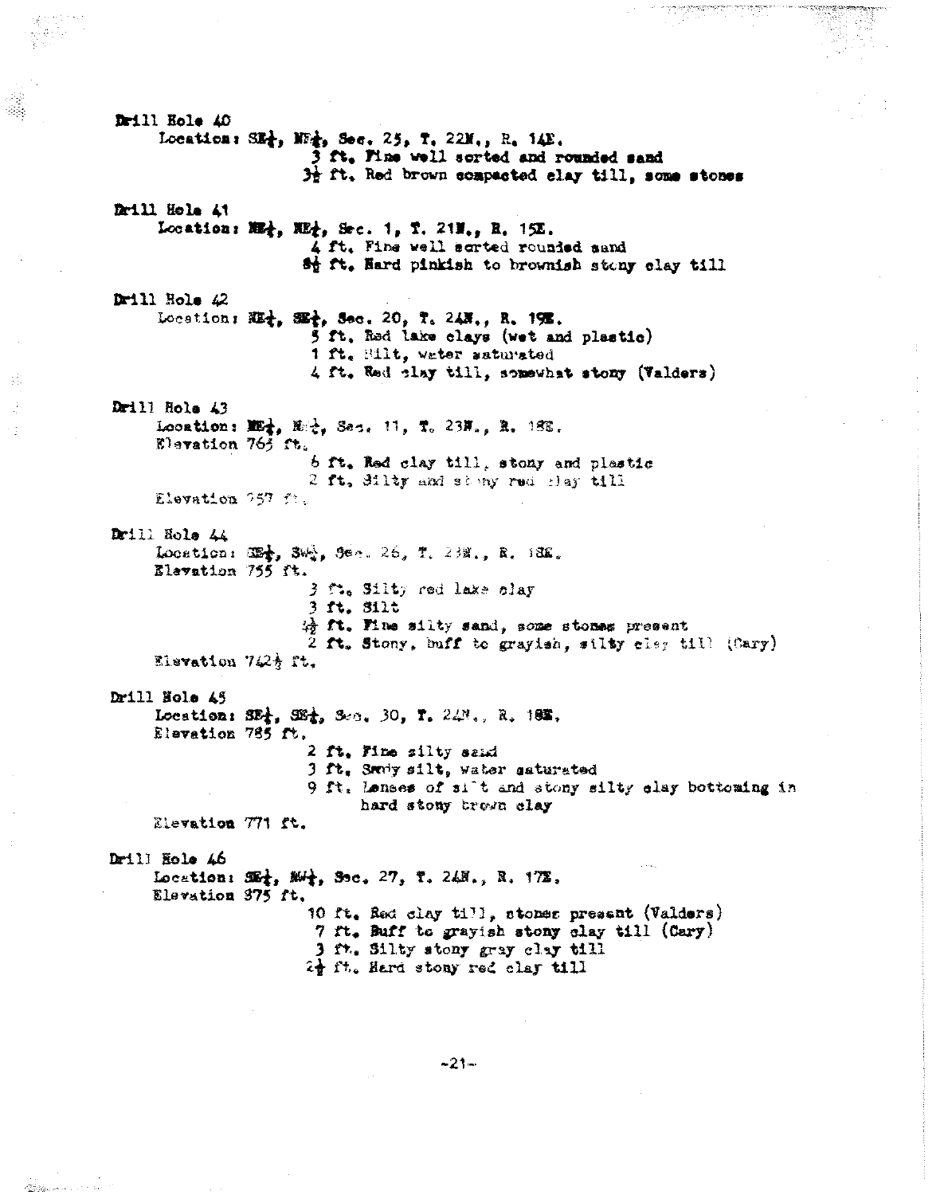**Drill Hole 40**

Location: SE¼, NE¼, Sec. 25, T. 22N., R. 14E.

3 ft. Fine well sorted and rounded sand
3½ ft. Red brown compacted clay till, some stones

**Drill Hole 41**

Location: NE¼, NE¼, Sec. 1, T. 21N., R. 15E.

4 ft. Fine well sorted rounded sand
8½ ft. Hard pinkish to brownish stony clay till

**Drill Hole 42**

Location: NE¼, SE¼, Sec. 20, T. 24N., R. 19E.

5 ft. Red lake clays (wet and plastic)
1 ft. Silt, water saturated
4 ft. Red clay till, somewhat stony (Valders)

**Drill Hole 43**

Location: NE¼, NE¼, Sec. 11, T. 23N., R. 18E.
Elevation 765 ft.

6 ft. Red clay till, stony and plastic
2 ft. Silty and stony red clay till

Elevation 757 ft.

**Drill Hole 44**

Location: SE¼, SW¼, Sec. 26, T. 23N., R. 18E.
Elevation 755 ft.

3 ft. Silty red lake clay
3 ft. Silt
4½ ft. Fine silty sand, some stones present
2 ft. Stony, buff to grayish, silty clay till (Cary)

Elevation 742½ ft.

**Drill Hole 45**

Location: SE¼, SE¼, Sec. 30, T. 24N., R. 18E.
Elevation 785 ft.

2 ft. Fine silty sand
3 ft. Sandy silt, water saturated
9 ft. Lenses of silt and stony silty clay bottoming in hard stony brown clay

Elevation 771 ft.

**Drill Hole 46**

Location: SE¼, NW¼, Sec. 27, T. 24N., R. 17E.
Elevation 875 ft.

10 ft. Red clay till, stones present (Valders)
7 ft. Buff to grayish stony clay till (Cary)
3 ft. Silty stony gray clay till
2½ ft. Hard stony red clay till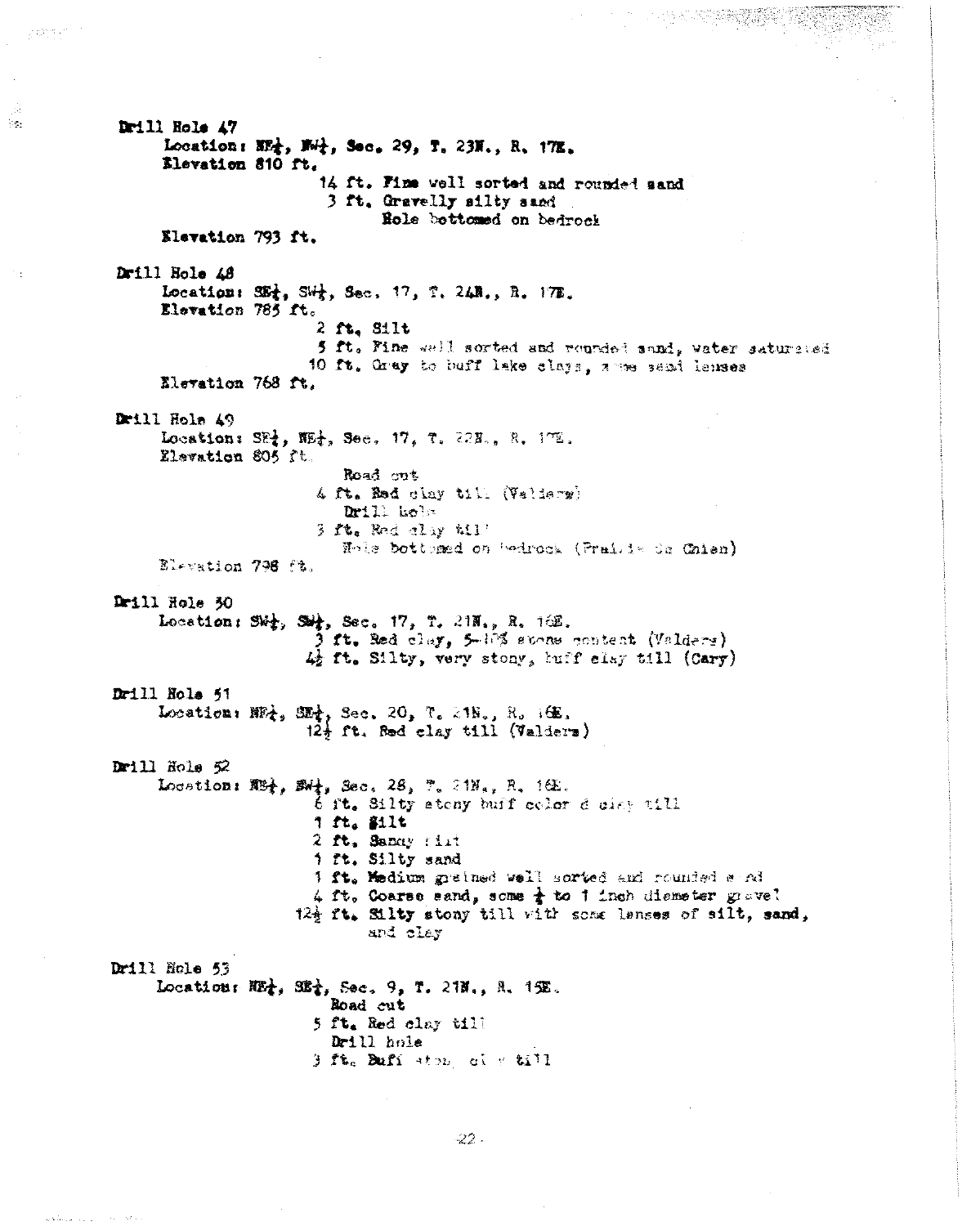**Drill Hole 47**

Location: NE¼, NW¼, Sec. 29, T. 23N., R. 17E.

Elevation 810 ft.

- 14 ft. Fine well sorted and rounded sand
- 3 ft. Gravelly silty sand
  - Hole bottomed on bedrock

Elevation 793 ft.

**Drill Hole 48**

Location: SE¼, SW¼, Sec. 17, T. 24N., R. 17E.

Elevation 785 ft.

- 2 ft. Silt
- 5 ft. Fine well sorted and rounded sand, water saturated
- 10 ft. Gray to buff lake clays, some sand lenses

Elevation 768 ft.

**Drill Hole 49**

Location: SE¼, NE¼, Sec. 17, T. 22N., R. 17E.

Elevation 805 ft.

- Road cut
- 4 ft. Red clay till (Valders)
- Drill hole
- 3 ft. Red clay till
  - Hole bottomed on bedrock (Prairie du Chien)

Elevation 798 ft.

**Drill Hole 50**

Location: SW¼, SW¼, Sec. 17, T. 21N., R. 16E.

- 3 ft. Red clay, 5-10% stone content (Valders)
- 4½ ft. Silty, very stony, buff clay till (Cary)

**Drill Hole 51**

Location: NE¼, SE¼, Sec. 20, T. 21N., R. 16E.

- 12½ ft. Red clay till (Valders)

**Drill Hole 52**

Location: NE¼, SW¼, Sec. 28, T. 21N., R. 16E.

- 6 ft. Silty stony buff colored clay till
- 1 ft. Silt
- 2 ft. Sandy silt
- 1 ft. Silty sand
- 1 ft. Medium grained well sorted and rounded sand
- 4 ft. Coarse sand, some ½ to 1 inch diameter gravel
- 12½ ft. Silty stony till with some lenses of silt, sand, and clay

**Drill Hole 53**

Location: NE¼, SE¼, Sec. 9, T. 21N., R. 15E.

- Road cut
- 5 ft. Red clay till
- Drill hole
- 3 ft. Buff stony clay till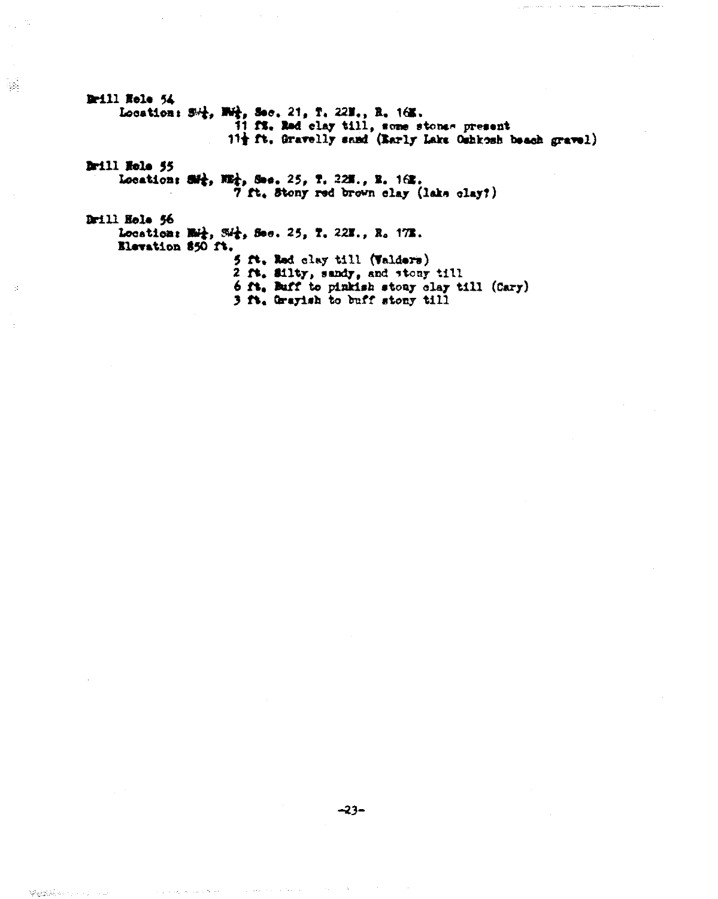**Drill Hole 54**

Location: SW¼, NW¼, Sec. 21, T. 22N., R. 16E.

11 ft. Red clay till, some stones present
11½ ft. Gravelly sand (Early Lake Oshkosh beach gravel)

**Drill Hole 55**

Location: SW¼, NE¼, Sec. 25, T. 22N., R. 16E.

7 ft. Stony red brown clay (lake clay?)

**Drill Hole 56**

Location: NW¼, SW¼, Sec. 25, T. 22N., R. 17E.
Elevation 850 ft.

5 ft. Red clay till (Valders)
2 ft. Silty, sandy, and stony till
6 ft. Buff to pinkish stony clay till (Cary)
3 ft. Grayish to buff stony till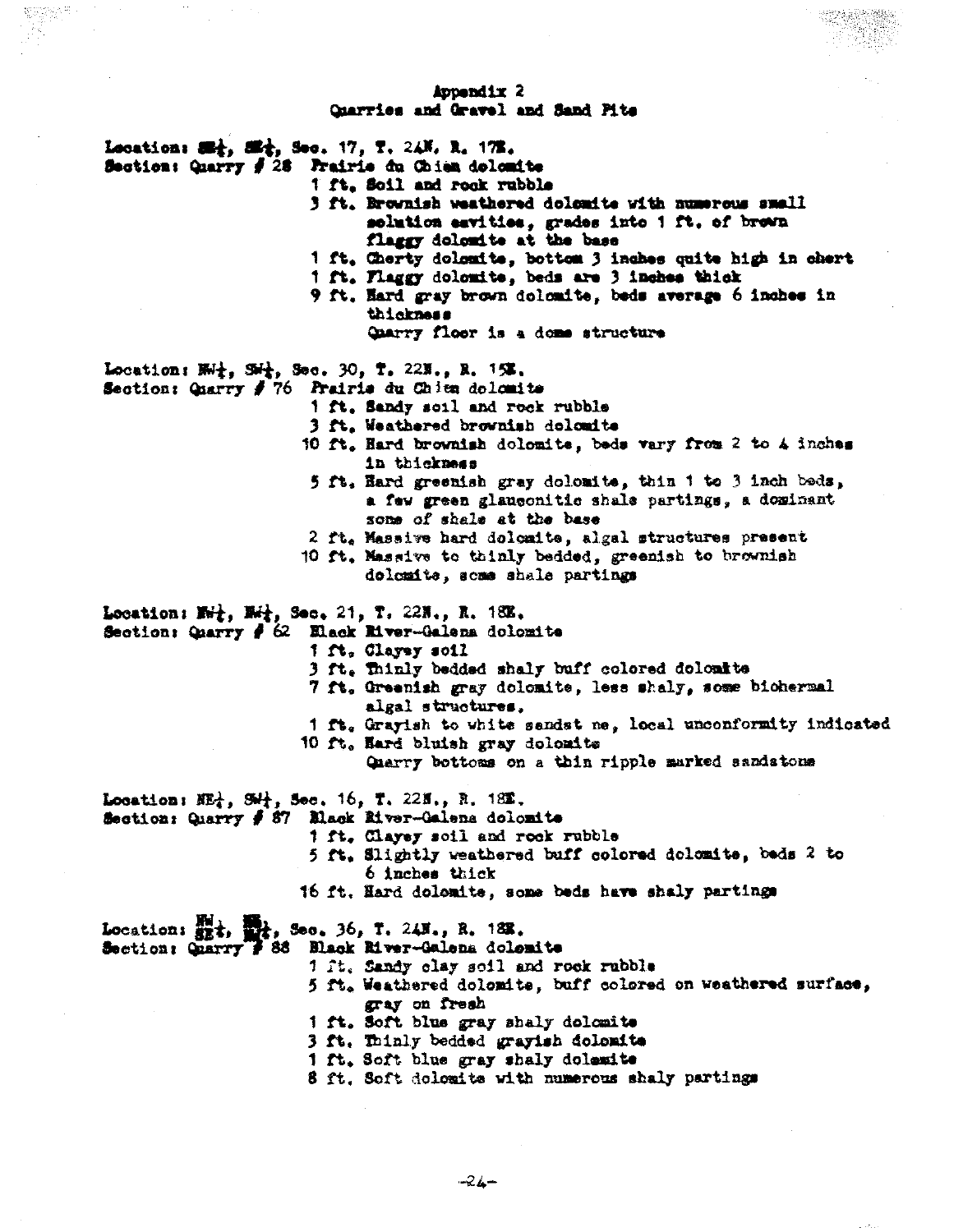# Appendix 2

## Quarries and Gravel and Sand Pits

**Location:** SE¼, SE¼, Sec. 17, T. 24N, R. 17E.
**Section:** Quarry # 28 Prairie du Chien dolomite

- 1 ft. Soil and rock rubble
- 3 ft. Brownish weathered dolomite with numerous small solution cavities, grades into 1 ft. of brown flaggy dolomite at the base
- 1 ft. Cherty dolomite, bottom 3 inches quite high in chert
- 1 ft. Flaggy dolomite, beds are 3 inches thick
- 9 ft. Hard gray brown dolomite, beds average 6 inches in thickness

Quarry floor is a dome structure

**Location:** NW¼, SW¼, Sec. 30, T. 22N., R. 15E.
**Section:** Quarry # 76 Prairie du Chien dolomite

- 1 ft. Sandy soil and rock rubble
- 3 ft. Weathered brownish dolomite
- 10 ft. Hard brownish dolomite, beds vary from 2 to 4 inches in thickness
- 5 ft. Hard greenish gray dolomite, thin 1 to 3 inch beds, a few green glauconitic shale partings, a dominant zone of shale at the base
- 2 ft. Massive hard dolomite, algal structures present
- 10 ft. Massive to thinly bedded, greenish to brownish dolomite, some shale partings

**Location:** NW¼, NW¼, Sec. 21, T. 22N., R. 18E.
**Section:** Quarry # 62 Black River-Galena dolomite

- 1 ft. Clayey soil
- 3 ft. Thinly bedded shaly buff colored dolomite
- 7 ft. Greenish gray dolomite, less shaly, some biohermal algal structures.
- 1 ft. Grayish to white sandst ne, local unconformity indicated
- 10 ft. Hard bluish gray dolomite

Quarry bottoms on a thin ripple marked sandstone

**Location:** NE¼, SW¼, Sec. 16, T. 22N., R. 18E.
**Section:** Quarry # 87 Black River-Galena dolomite

- 1 ft. Clayey soil and rock rubble
- 5 ft. Slightly weathered buff colored dolomite, beds 2 to 6 inches thick
- 16 ft. Hard dolomite, some beds have shaly partings

**Location:** NW¼/SE¼, NE¼/NW¼, Sec. 36, T. 24N., R. 18E.
**Section:** Quarry # 88 Black River-Galena dolomite

- 1 ft. Sandy clay soil and rock rubble
- 5 ft. Weathered dolomite, buff colored on weathered surface, gray on fresh
- 1 ft. Soft blue gray shaly dolomite
- 3 ft. Thinly bedded grayish dolomite
- 1 ft. Soft blue gray shaly dolomite
- 8 ft. Soft dolomite with numerous shaly partings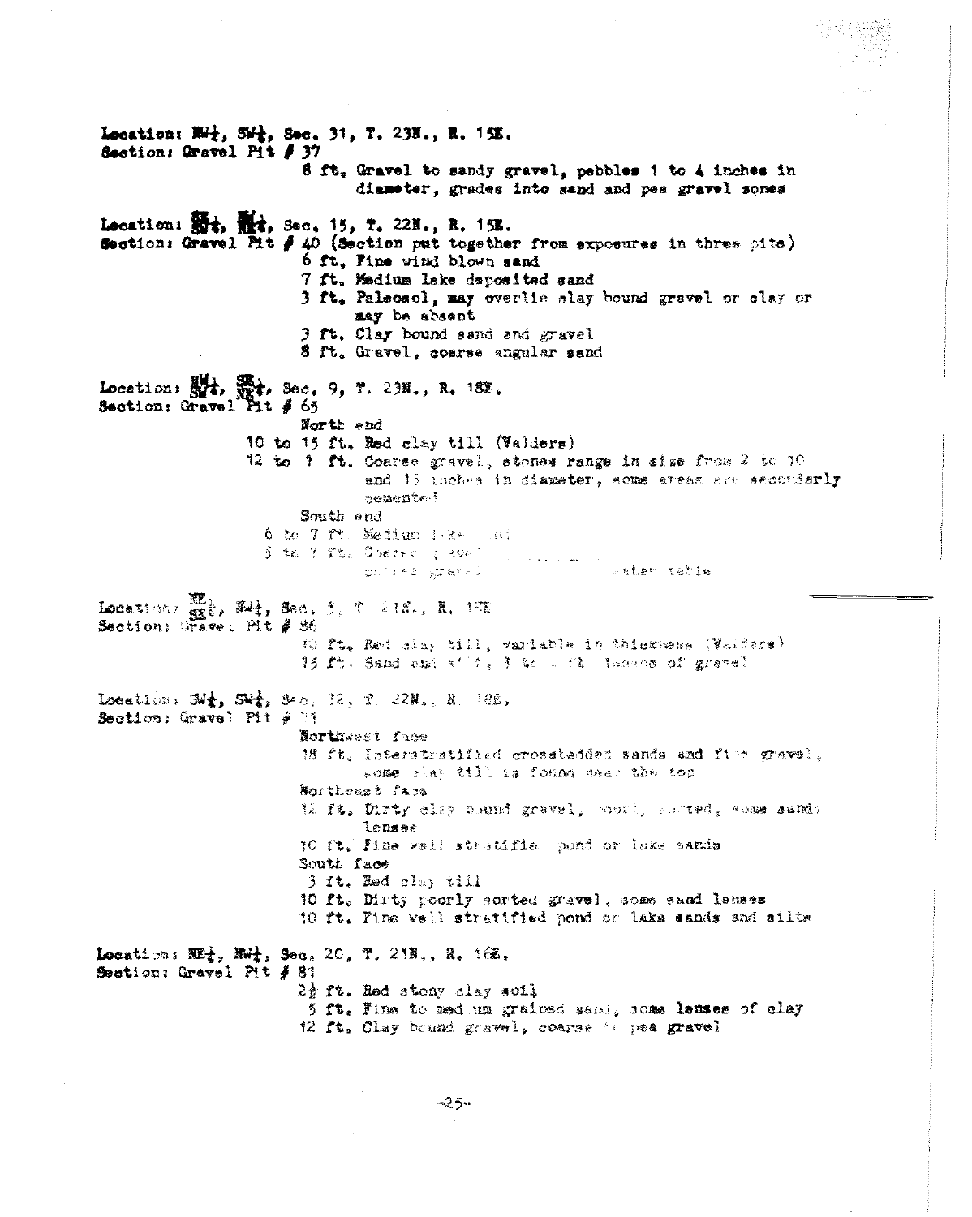Location: NW¼, SW¼, Sec. 31, T. 23N., R. 15E.
Section: Gravel Pit # 37

8 ft. Gravel to sandy gravel, pebbles 1 to 4 inches in diameter, grades into sand and pea gravel zones

Location: SE¼ SW¼, NW¼ NE¼, Sec. 15, T. 22N., R. 15E.
Section: Gravel Pit # 40 (Section put together from exposures in three pits)

6 ft. Fine wind blown sand
7 ft. Medium lake deposited sand
3 ft. Paleosol, may overlie clay bound gravel or clay or may be absent
3 ft. Clay bound sand and gravel
8 ft. Gravel, coarse angular sand

Location: NW¼ SW¼, SE¼ NE¼, Sec. 9, T. 23N., R. 18E.
Section: Gravel Pit # 65

North end

10 to 15 ft. Red clay till (Valders)
12 to ? ft. Coarse gravel, stones range in size from 2 to 10 and 15 inches in diameter, some areas are secondarily cemented

South end

6 to 7 ft. Medium lake sand
5 to ? ft. Coarse gravel ... ... gravel ... water table

Location: NE SE ¼, SW¼, Sec. 5, T. 21N., R. 15E.
Section: Gravel Pit # 86

10 ft. Red clay till, variable in thickness (Valders)
15 ft. Sand and silt, 3 to ... ft. lenses of gravel

Location: SW¼, SW¼, Sec. 32, T. 22N., R. 18E.
Section: Gravel Pit # ??

Northwest face

18 ft. Interstratified crossbedded sands and fine gravel, some clay till is found near the top

Northeast face

12 ft. Dirty clay bound gravel, poorly sorted, some sandy lenses
10 ft. Fine well stratified pond or lake sands

South face

3 ft. Red clay till
10 ft. Dirty poorly sorted gravel, some sand lenses
10 ft. Fine well stratified pond or lake sands and silts

Location: NE¼, NW¼, Sec. 20, T. 21N., R. 16E.
Section: Gravel Pit # 81

2½ ft. Red stony clay soil
5 ft. Fine to medium grained sand, some lenses of clay
12 ft. Clay bound gravel, coarse to pea gravel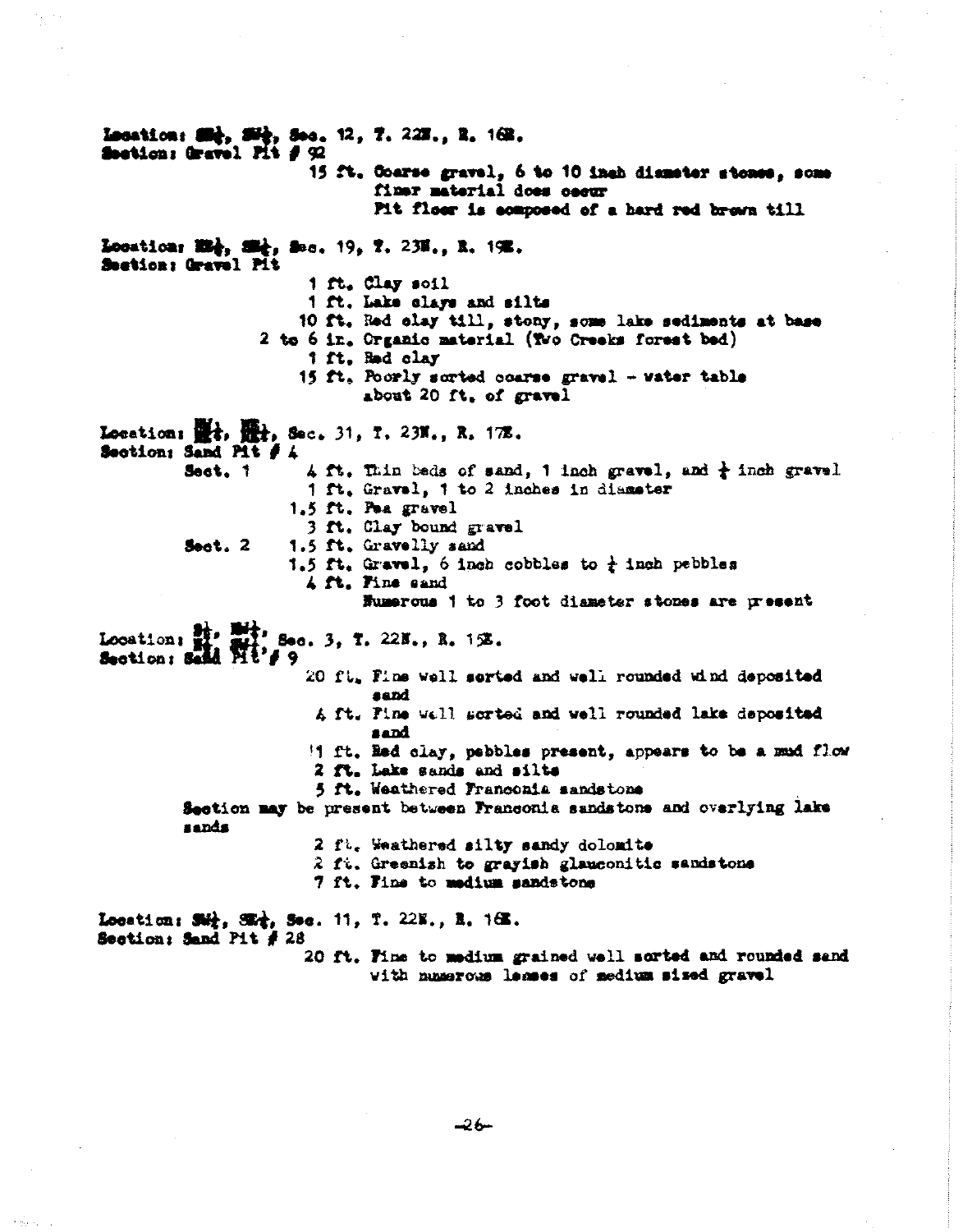Location: SW¼, SW¼, Sec. 12, T. 22N., R. 16E.
Section: Gravel Pit # 92

15 ft. Coarse gravel, 6 to 10 inch diameter stones, some finer material does occur
Pit floor is composed of a hard red brown till

Location: NE¼, SE¼, Sec. 19, T. 23N., R. 19E.
Section: Gravel Pit

1 ft. Clay soil
1 ft. Lake clays and silts
10 ft. Red clay till, stony, some lake sediments at base
2 to 6 in. Organic material (Two Creeks forest bed)
1 ft. Red clay
15 ft. Poorly sorted coarse gravel - water table about 20 ft. of gravel

Location: NW¼, NE¼, Sec. 31, T. 23N., R. 17E.
Section: Sand Pit # 4

Sect. 1
4 ft. Thin beds of sand, 1 inch gravel, and ½ inch gravel
1 ft. Gravel, 1 to 2 inches in diameter
1.5 ft. Pea gravel
3 ft. Clay bound gravel

Sect. 2
1.5 ft. Gravelly sand
1.5 ft. Gravel, 6 inch cobbles to ½ inch pebbles
4 ft. Fine sand
Numerous 1 to 3 foot diameter stones are present

Location: S½, NW¼, NE¼, SW¼, Sec. 3, T. 22N., R. 15E.
Section: Sand Pit # 9

20 ft. Fine well sorted and well rounded wind deposited sand
4 ft. Fine well sorted and well rounded lake deposited sand
1 ft. Red clay, pebbles present, appears to be a mud flow
2 ft. Lake sands and silts
5 ft. Weathered Franconia sandstone

Section may be present between Franconia sandstone and overlying lake sands

2 ft. Weathered silty sandy dolomite
2 ft. Greenish to grayish glauconitic sandstone
7 ft. Fine to medium sandstone

Location: SW¼, SE¼, Sec. 11, T. 22N., R. 16E.
Section: Sand Pit # 28

20 ft. Fine to medium grained well sorted and rounded sand with numerous lenses of medium sized gravel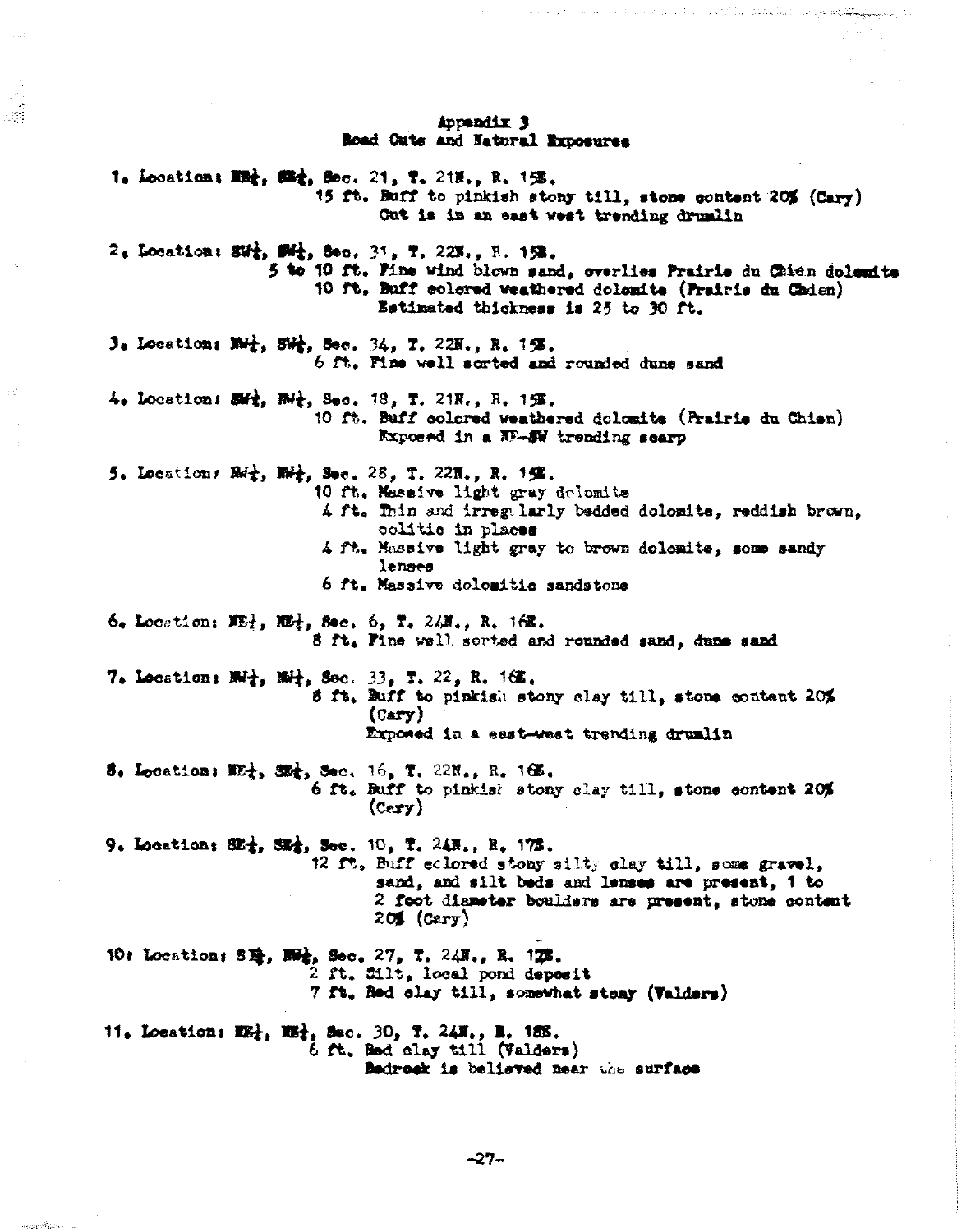# Appendix 3
## Road Cuts and Natural Exposures

1. Location: NE¼, SE¼, Sec. 21, T. 21N., R. 15E.
   - 15 ft. Buff to pinkish stony till, stone content 20% (Cary)
     Cut is in an east west trending drumlin

2. Location: SW¼, SW¼, Sec. 31, T. 22N., R. 15E.
   - 5 to 10 ft. Fine wind blown sand, overlies Prairie du Chien dolomite
   - 10 ft. Buff colored weathered dolomite (Prairie du Chien)
     Estimated thickness is 25 to 30 ft.

3. Location: NW¼, SW¼, Sec. 34, T. 22N., R. 15E.
   - 6 ft. Fine well sorted and rounded dune sand

4. Location: SW¼, NW¼, Sec. 18, T. 21N., R. 15E.
   - 10 ft. Buff colored weathered dolomite (Prairie du Chien)
     Exposed in a NE-SW trending scarp

5. Location: NW¼, NW¼, Sec. 28, T. 22N., R. 15E.
   - 10 ft. Massive light gray dolomite
   - 4 ft. Thin and irregularly bedded dolomite, reddish brown, oolitic in places
   - 4 ft. Massive light gray to brown dolomite, some sandy lenses
   - 6 ft. Massive dolomitic sandstone

6. Location: NE¼, NE¼, Sec. 6, T. 24N., R. 16E.
   - 8 ft. Fine well sorted and rounded sand, dune sand

7. Location: NW¼, NW¼, Sec. 33, T. 22, R. 16E.
   - 8 ft. Buff to pinkish stony clay till, stone content 20% (Cary)
     Exposed in a east-west trending drumlin

8. Location: NE¼, SE¼, Sec. 16, T. 22N., R. 16E.
   - 6 ft. Buff to pinkish stony clay till, stone content 20% (Cary)

9. Location: SE¼, SE¼, Sec. 10, T. 24N., R. 17E.
   - 12 ft. Buff colored stony silty clay till, some gravel, sand, and silt beds and lenses are present, 1 to 2 foot diameter boulders are present, stone content 20% (Cary)

10. Location: SE¼, NW¼, Sec. 27, T. 24N., R. 17E.
    - 2 ft. Silt, local pond deposit
    - 7 ft. Red clay till, somewhat stony (Valders)

11. Location: NE¼, NE¼, Sec. 30, T. 24N., R. 18E.
    - 6 ft. Red clay till (Valders)
      Bedrock is believed near the surface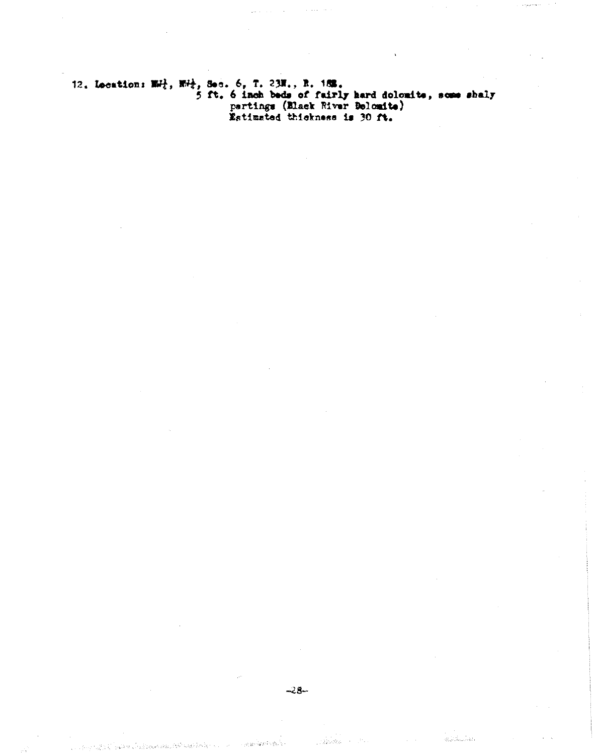12. Location: NW$\frac{1}{4}$, NW$\frac{1}{4}$, Sec. 6, T. 23N., R. 18E.
    5 ft. 6 inch beds of fairly hard dolomite, some shaly partings (Black River Dolomite)
    Estimated thickness is 30 ft.